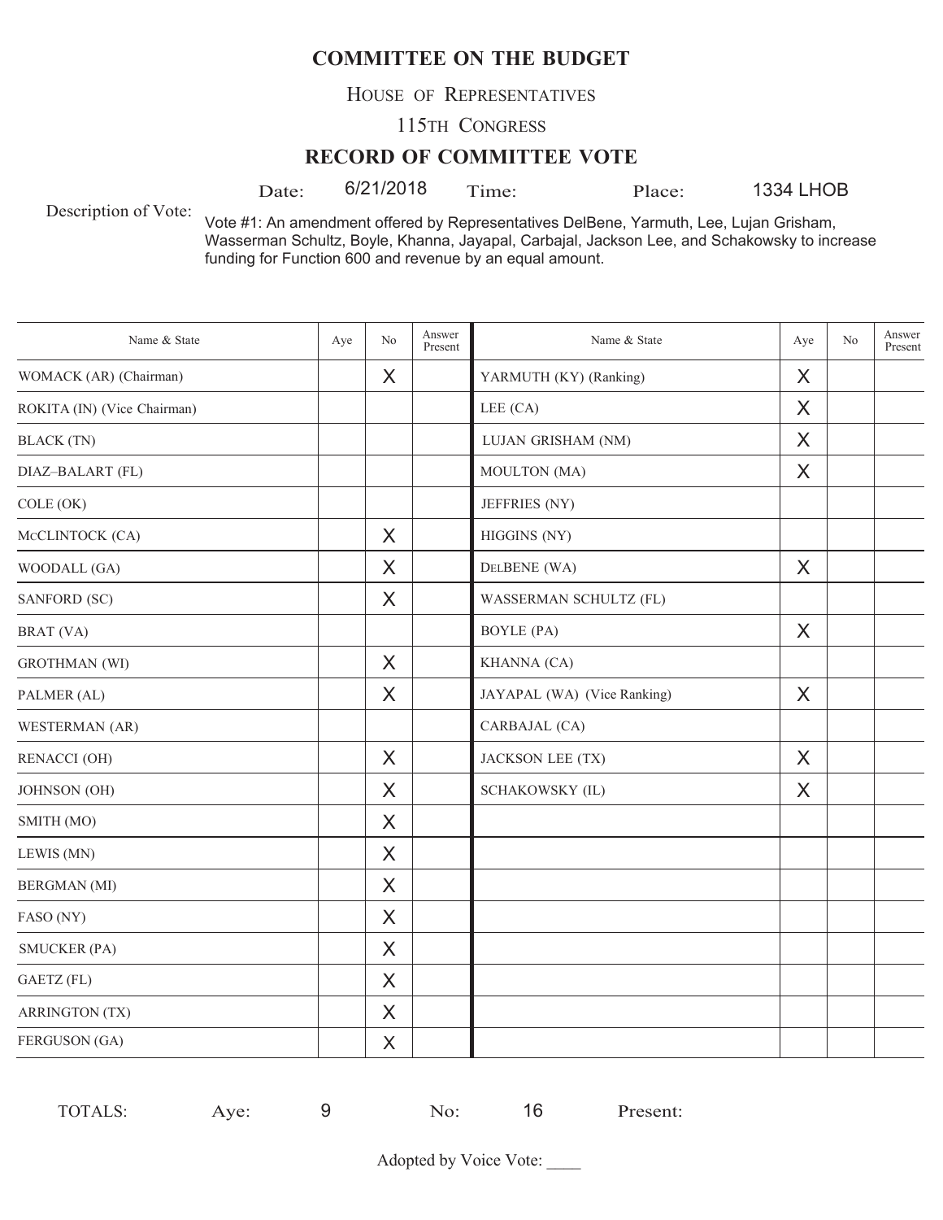# COMMITTEE ON THE BUDGET

HOUSE OF REPRESENTATIVES

115TH CONGRESS

## RECORD OF COMMITTEE VOTE

Date: 6/21/2018 Time: Place: 1334 LHOB

Description of Vote: Vote #1: An amendment offered by Representatives DelBene, Yarmuth, Lee, Lujan Grisham, Wasserman Schultz, Boyle, Khanna, Jayapal, Carbajal, Jackson Lee, and Schakowsky to increase funding for Function 600 and revenue by an equal amount.

| Name & State | Aye | No | Answer Present | Name & State | Aye | No | Answer Present |
|---|---|---|---|---|---|---|---|
| WOMACK (AR) (Chairman) | | X | | YARMUTH (KY) (Ranking) | X | | |
| ROKITA (IN) (Vice Chairman) | | | | LEE (CA) | X | | |
| BLACK (TN) | | | | LUJAN GRISHAM (NM) | X | | |
| DIAZ–BALART (FL) | | | | MOULTON (MA) | X | | |
| COLE (OK) | | | | JEFFRIES (NY) | | | |
| McCLINTOCK (CA) | | X | | HIGGINS (NY) | | | |
| WOODALL (GA) | | X | | DelBENE (WA) | X | | |
| SANFORD (SC) | | X | | WASSERMAN SCHULTZ (FL) | | | |
| BRAT (VA) | | | | BOYLE (PA) | X | | |
| GROTHMAN (WI) | | X | | KHANNA (CA) | | | |
| PALMER (AL) | | X | | JAYAPAL (WA) (Vice Ranking) | X | | |
| WESTERMAN (AR) | | | | CARBAJAL (CA) | | | |
| RENACCI (OH) | | X | | JACKSON LEE (TX) | X | | |
| JOHNSON (OH) | | X | | SCHAKOWSKY (IL) | X | | |
| SMITH (MO) | | X | | | | | |
| LEWIS (MN) | | X | | | | | |
| BERGMAN (MI) | | X | | | | | |
| FASO (NY) | | X | | | | | |
| SMUCKER (PA) | | X | | | | | |
| GAETZ (FL) | | X | | | | | |
| ARRINGTON (TX) | | X | | | | | |
| FERGUSON (GA) | | X | | | | | |

TOTALS: Aye: 9 No: 16 Present:

Adopted by Voice Vote: ____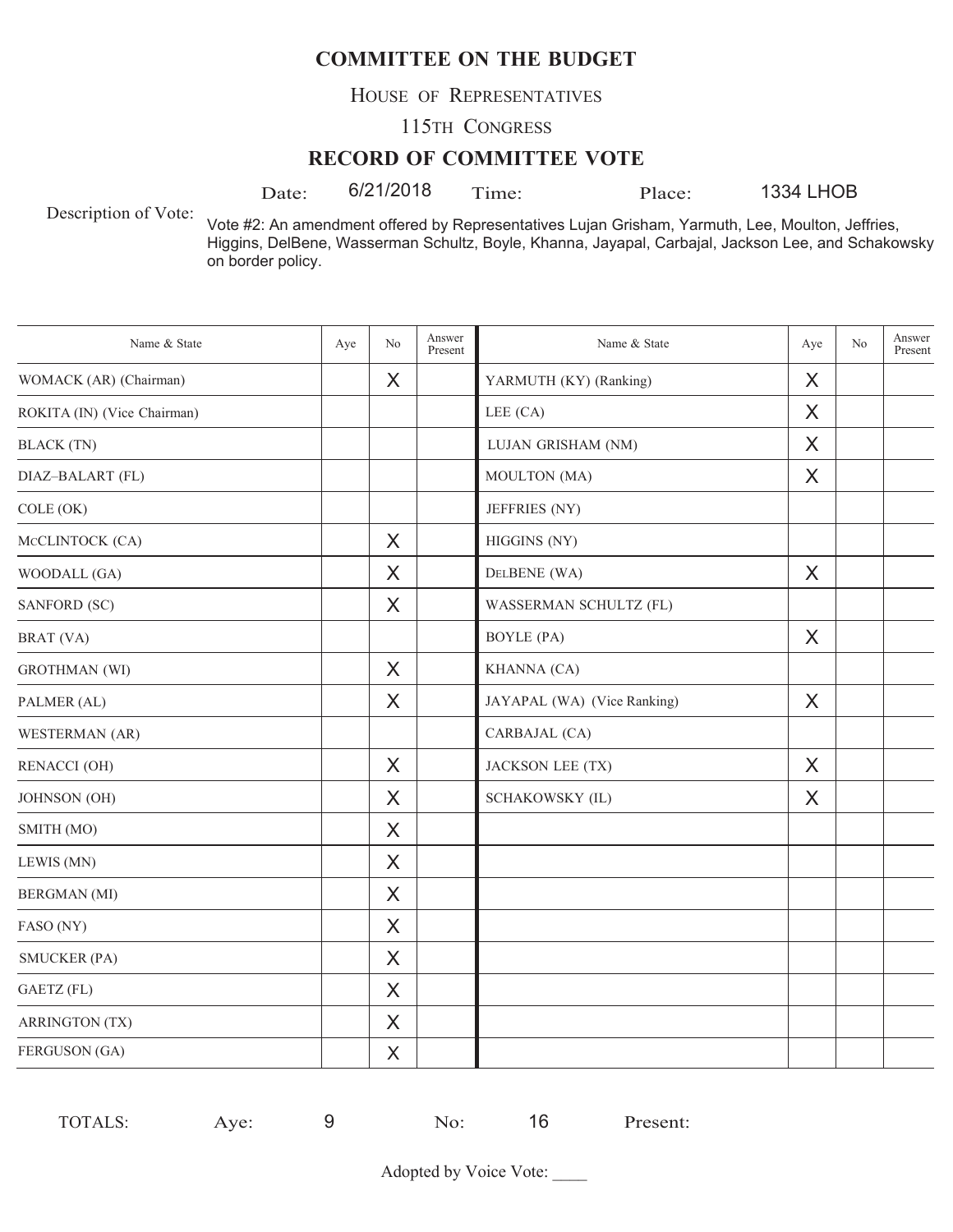# COMMITTEE ON THE BUDGET

HOUSE OF REPRESENTATIVES

115TH CONGRESS

## RECORD OF COMMITTEE VOTE

Date: 6/21/2018 Time: Place: 1334 LHOB

Description of Vote: Vote #2: An amendment offered by Representatives Lujan Grisham, Yarmuth, Lee, Moulton, Jeffries, Higgins, DelBene, Wasserman Schultz, Boyle, Khanna, Jayapal, Carbajal, Jackson Lee, and Schakowsky on border policy.

| Name & State | Aye | No | Answer Present | Name & State | Aye | No | Answer Present |
|---|---|---|---|---|---|---|---|
| WOMACK (AR) (Chairman) | | X | | YARMUTH (KY) (Ranking) | X | | |
| ROKITA (IN) (Vice Chairman) | | | | LEE (CA) | X | | |
| BLACK (TN) | | | | LUJAN GRISHAM (NM) | X | | |
| DIAZ–BALART (FL) | | | | MOULTON (MA) | X | | |
| COLE (OK) | | | | JEFFRIES (NY) | | | |
| McCLINTOCK (CA) | | X | | HIGGINS (NY) | | | |
| WOODALL (GA) | | X | | DELBENE (WA) | X | | |
| SANFORD (SC) | | X | | WASSERMAN SCHULTZ (FL) | | | |
| BRAT (VA) | | | | BOYLE (PA) | X | | |
| GROTHMAN (WI) | | X | | KHANNA (CA) | | | |
| PALMER (AL) | | X | | JAYAPAL (WA) (Vice Ranking) | X | | |
| WESTERMAN (AR) | | | | CARBAJAL (CA) | | | |
| RENACCI (OH) | | X | | JACKSON LEE (TX) | X | | |
| JOHNSON (OH) | | X | | SCHAKOWSKY (IL) | X | | |
| SMITH (MO) | | X | | | | | |
| LEWIS (MN) | | X | | | | | |
| BERGMAN (MI) | | X | | | | | |
| FASO (NY) | | X | | | | | |
| SMUCKER (PA) | | X | | | | | |
| GAETZ (FL) | | X | | | | | |
| ARRINGTON (TX) | | X | | | | | |
| FERGUSON (GA) | | X | | | | | |

TOTALS: Aye: 9 No: 16 Present:

Adopted by Voice Vote: ____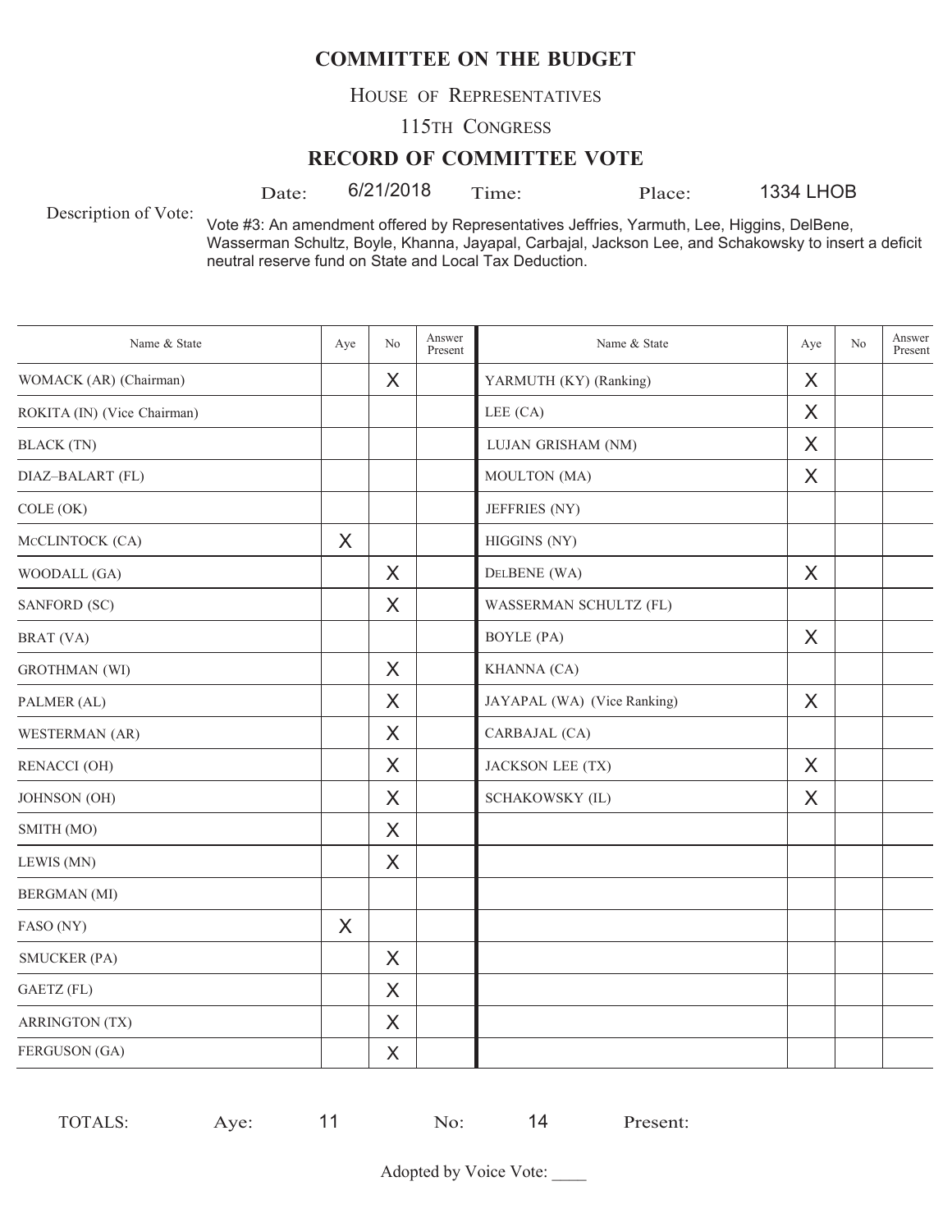# COMMITTEE ON THE BUDGET

HOUSE OF REPRESENTATIVES

115TH CONGRESS

## RECORD OF COMMITTEE VOTE

Date: 6/21/2018 Time: Place: 1334 LHOB

Description of Vote: Vote #3: An amendment offered by Representatives Jeffries, Yarmuth, Lee, Higgins, DelBene, Wasserman Schultz, Boyle, Khanna, Jayapal, Carbajal, Jackson Lee, and Schakowsky to insert a deficit neutral reserve fund on State and Local Tax Deduction.

| Name & State | Aye | No | Answer Present | Name & State | Aye | No | Answer Present |
|---|---|---|---|---|---|---|---|
| WOMACK (AR) (Chairman) | | X | | YARMUTH (KY) (Ranking) | X | | |
| ROKITA (IN) (Vice Chairman) | | | | LEE (CA) | X | | |
| BLACK (TN) | | | | LUJAN GRISHAM (NM) | X | | |
| DIAZ–BALART (FL) | | | | MOULTON (MA) | X | | |
| COLE (OK) | | | | JEFFRIES (NY) | | | |
| McCLINTOCK (CA) | X | | | HIGGINS (NY) | | | |
| WOODALL (GA) | | X | | DELBENE (WA) | X | | |
| SANFORD (SC) | | X | | WASSERMAN SCHULTZ (FL) | | | |
| BRAT (VA) | | | | BOYLE (PA) | X | | |
| GROTHMAN (WI) | | X | | KHANNA (CA) | | | |
| PALMER (AL) | | X | | JAYAPAL (WA) (Vice Ranking) | X | | |
| WESTERMAN (AR) | | X | | CARBAJAL (CA) | | | |
| RENACCI (OH) | | X | | JACKSON LEE (TX) | X | | |
| JOHNSON (OH) | | X | | SCHAKOWSKY (IL) | X | | |
| SMITH (MO) | | X | | | | | |
| LEWIS (MN) | | X | | | | | |
| BERGMAN (MI) | | | | | | | |
| FASO (NY) | X | | | | | | |
| SMUCKER (PA) | | X | | | | | |
| GAETZ (FL) | | X | | | | | |
| ARRINGTON (TX) | | X | | | | | |
| FERGUSON (GA) | | X | | | | | |

TOTALS: Aye: 11 No: 14 Present:

Adopted by Voice Vote: ____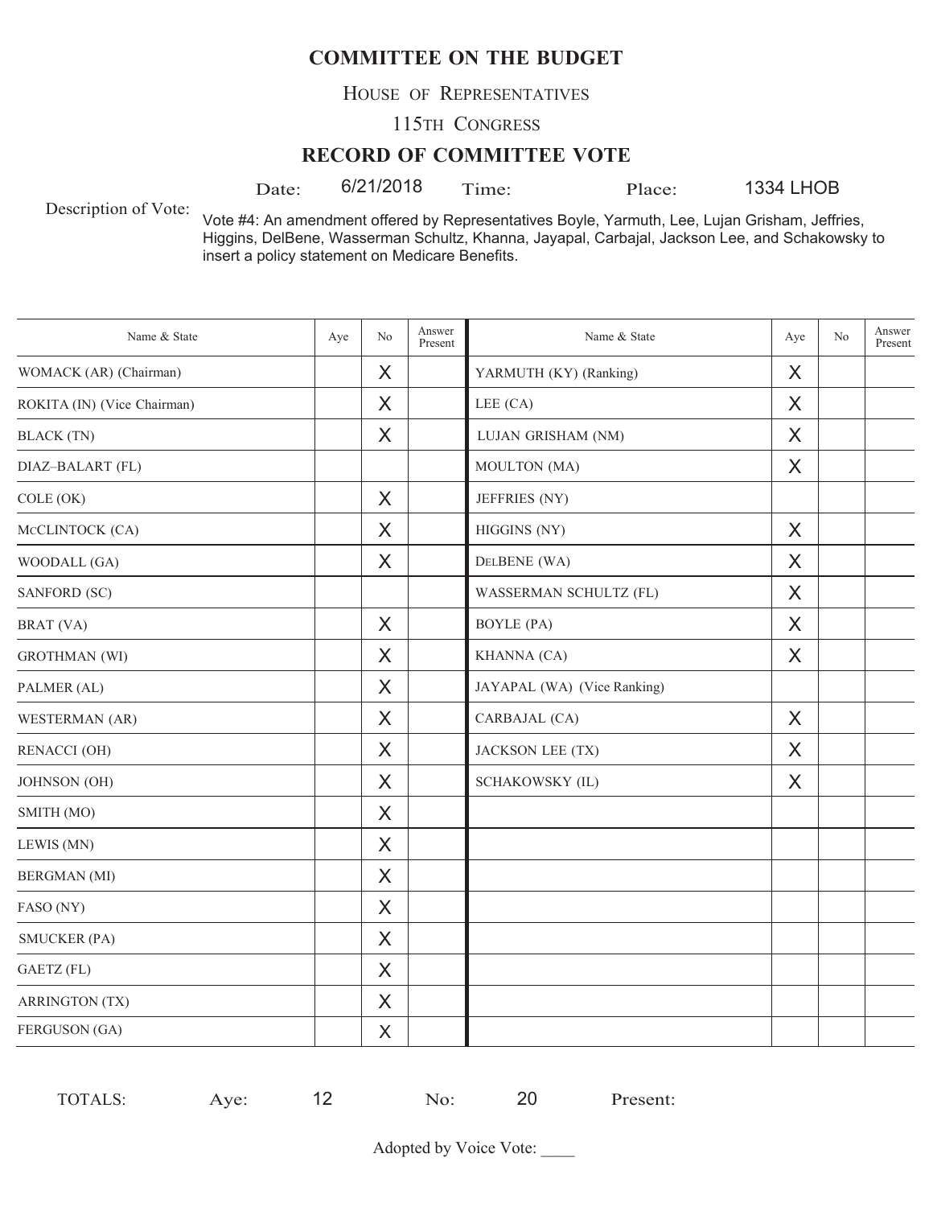# COMMITTEE ON THE BUDGET

HOUSE OF REPRESENTATIVES

115TH CONGRESS

## RECORD OF COMMITTEE VOTE

Date: 6/21/2018 Time: Place: 1334 LHOB

Description of Vote: Vote #4: An amendment offered by Representatives Boyle, Yarmuth, Lee, Lujan Grisham, Jeffries, Higgins, DelBene, Wasserman Schultz, Khanna, Jayapal, Carbajal, Jackson Lee, and Schakowsky to insert a policy statement on Medicare Benefits.

| Name & State | Aye | No | Answer Present | Name & State | Aye | No | Answer Present |
|---|---|---|---|---|---|---|---|
| WOMACK (AR) (Chairman) | | X | | YARMUTH (KY) (Ranking) | X | | |
| ROKITA (IN) (Vice Chairman) | | X | | LEE (CA) | X | | |
| BLACK (TN) | | X | | LUJAN GRISHAM (NM) | X | | |
| DIAZ–BALART (FL) | | | | MOULTON (MA) | X | | |
| COLE (OK) | | X | | JEFFRIES (NY) | | | |
| McCLINTOCK (CA) | | X | | HIGGINS (NY) | X | | |
| WOODALL (GA) | | X | | DelBENE (WA) | X | | |
| SANFORD (SC) | | | | WASSERMAN SCHULTZ (FL) | X | | |
| BRAT (VA) | | X | | BOYLE (PA) | X | | |
| GROTHMAN (WI) | | X | | KHANNA (CA) | X | | |
| PALMER (AL) | | X | | JAYAPAL (WA) (Vice Ranking) | | | |
| WESTERMAN (AR) | | X | | CARBAJAL (CA) | X | | |
| RENACCI (OH) | | X | | JACKSON LEE (TX) | X | | |
| JOHNSON (OH) | | X | | SCHAKOWSKY (IL) | X | | |
| SMITH (MO) | | X | | | | | |
| LEWIS (MN) | | X | | | | | |
| BERGMAN (MI) | | X | | | | | |
| FASO (NY) | | X | | | | | |
| SMUCKER (PA) | | X | | | | | |
| GAETZ (FL) | | X | | | | | |
| ARRINGTON (TX) | | X | | | | | |
| FERGUSON (GA) | | X | | | | | |

TOTALS: Aye: 12 No: 20 Present:

Adopted by Voice Vote: ____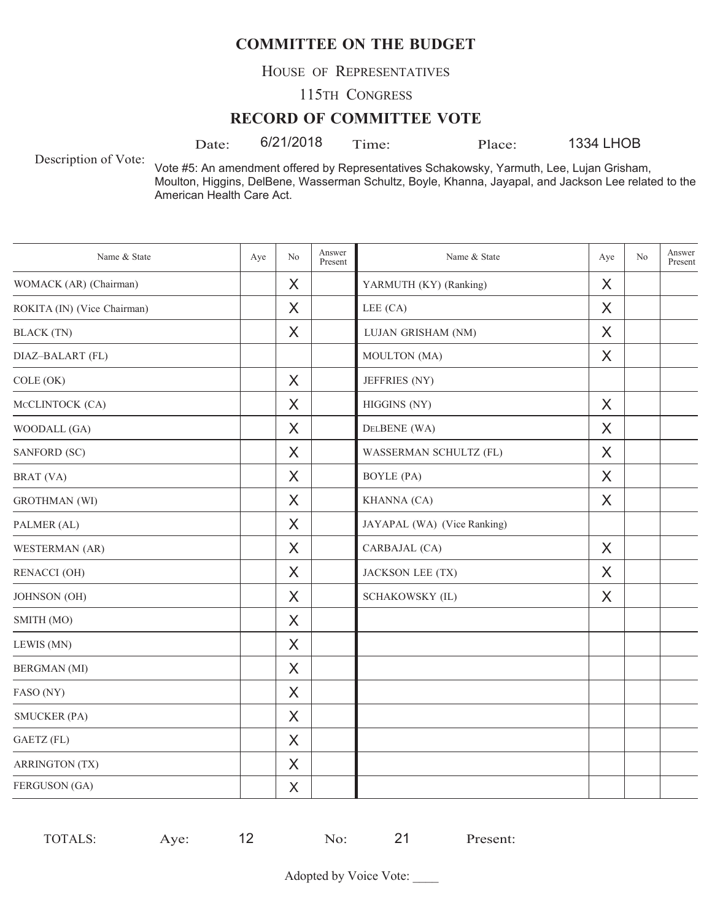# COMMITTEE ON THE BUDGET

HOUSE OF REPRESENTATIVES

115TH CONGRESS

## RECORD OF COMMITTEE VOTE

Date: 6/21/2018 Time: Place: 1334 LHOB

Description of Vote: Vote #5: An amendment offered by Representatives Schakowsky, Yarmuth, Lee, Lujan Grisham, Moulton, Higgins, DelBene, Wasserman Schultz, Boyle, Khanna, Jayapal, and Jackson Lee related to the American Health Care Act.

| Name & State | Aye | No | Answer Present | Name & State | Aye | No | Answer Present |
|---|---|---|---|---|---|---|---|
| WOMACK (AR) (Chairman) | | X | | YARMUTH (KY) (Ranking) | X | | |
| ROKITA (IN) (Vice Chairman) | | X | | LEE (CA) | X | | |
| BLACK (TN) | | X | | LUJAN GRISHAM (NM) | X | | |
| DIAZ–BALART (FL) | | | | MOULTON (MA) | X | | |
| COLE (OK) | | X | | JEFFRIES (NY) | | | |
| MCCLINTOCK (CA) | | X | | HIGGINS (NY) | X | | |
| WOODALL (GA) | | X | | DELBENE (WA) | X | | |
| SANFORD (SC) | | X | | WASSERMAN SCHULTZ (FL) | X | | |
| BRAT (VA) | | X | | BOYLE (PA) | X | | |
| GROTHMAN (WI) | | X | | KHANNA (CA) | X | | |
| PALMER (AL) | | X | | JAYAPAL (WA) (Vice Ranking) | | | |
| WESTERMAN (AR) | | X | | CARBAJAL (CA) | X | | |
| RENACCI (OH) | | X | | JACKSON LEE (TX) | X | | |
| JOHNSON (OH) | | X | | SCHAKOWSKY (IL) | X | | |
| SMITH (MO) | | X | | | | | |
| LEWIS (MN) | | X | | | | | |
| BERGMAN (MI) | | X | | | | | |
| FASO (NY) | | X | | | | | |
| SMUCKER (PA) | | X | | | | | |
| GAETZ (FL) | | X | | | | | |
| ARRINGTON (TX) | | X | | | | | |
| FERGUSON (GA) | | X | | | | | |

TOTALS: Aye: 12 No: 21 Present:

Adopted by Voice Vote: ____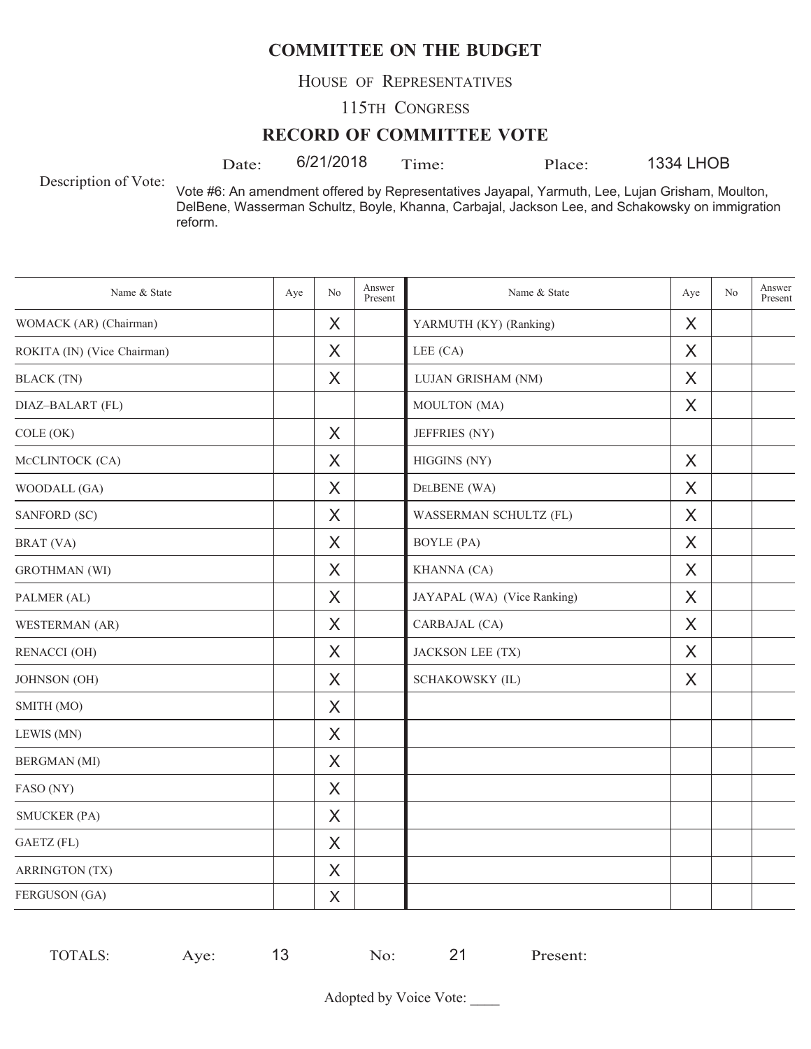# COMMITTEE ON THE BUDGET

HOUSE OF REPRESENTATIVES

115TH CONGRESS

## RECORD OF COMMITTEE VOTE

Date: 6/21/2018 Time: Place: 1334 LHOB

Description of Vote: Vote #6: An amendment offered by Representatives Jayapal, Yarmuth, Lee, Lujan Grisham, Moulton, DelBene, Wasserman Schultz, Boyle, Khanna, Carbajal, Jackson Lee, and Schakowsky on immigration reform.

| Name & State | Aye | No | Answer Present | Name & State | Aye | No | Answer Present |
|---|---|---|---|---|---|---|---|
| WOMACK (AR) (Chairman) | | X | | YARMUTH (KY) (Ranking) | X | | |
| ROKITA (IN) (Vice Chairman) | | X | | LEE (CA) | X | | |
| BLACK (TN) | | X | | LUJAN GRISHAM (NM) | X | | |
| DIAZ–BALART (FL) | | | | MOULTON (MA) | X | | |
| COLE (OK) | | X | | JEFFRIES (NY) | | | |
| MCCLINTOCK (CA) | | X | | HIGGINS (NY) | X | | |
| WOODALL (GA) | | X | | DELBENE (WA) | X | | |
| SANFORD (SC) | | X | | WASSERMAN SCHULTZ (FL) | X | | |
| BRAT (VA) | | X | | BOYLE (PA) | X | | |
| GROTHMAN (WI) | | X | | KHANNA (CA) | X | | |
| PALMER (AL) | | X | | JAYAPAL (WA) (Vice Ranking) | X | | |
| WESTERMAN (AR) | | X | | CARBAJAL (CA) | X | | |
| RENACCI (OH) | | X | | JACKSON LEE (TX) | X | | |
| JOHNSON (OH) | | X | | SCHAKOWSKY (IL) | X | | |
| SMITH (MO) | | X | | | | | |
| LEWIS (MN) | | X | | | | | |
| BERGMAN (MI) | | X | | | | | |
| FASO (NY) | | X | | | | | |
| SMUCKER (PA) | | X | | | | | |
| GAETZ (FL) | | X | | | | | |
| ARRINGTON (TX) | | X | | | | | |
| FERGUSON (GA) | | X | | | | | |

TOTALS: Aye: 13 No: 21 Present:

Adopted by Voice Vote: ____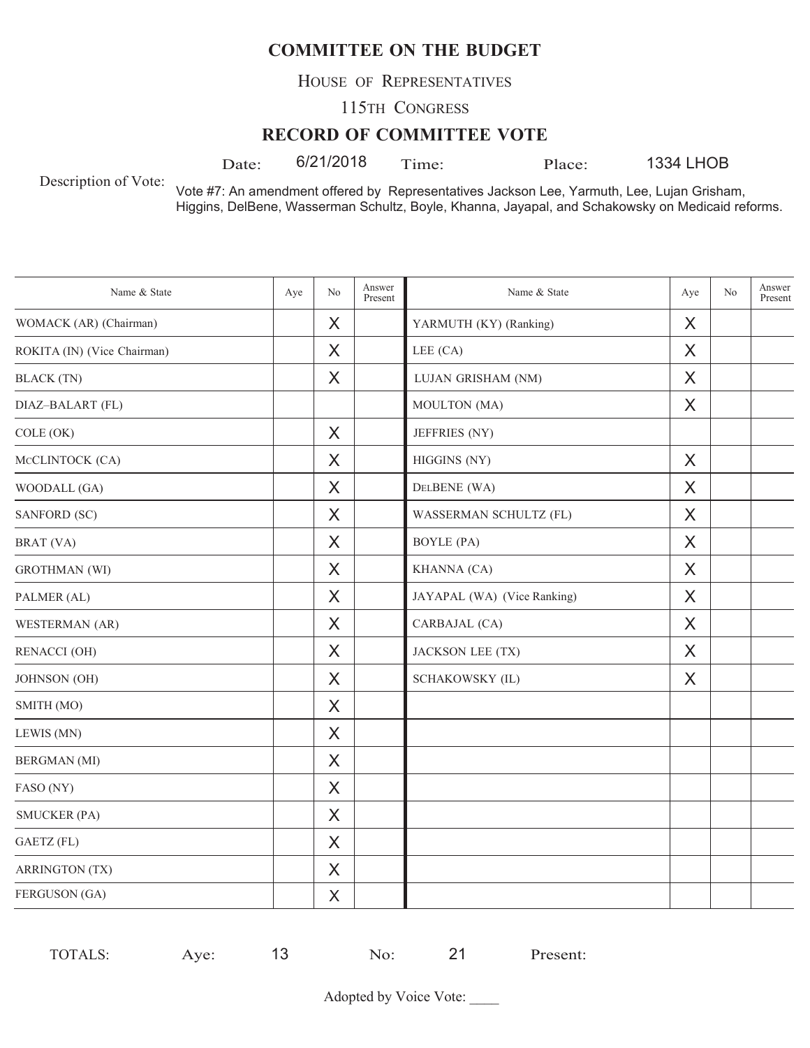# COMMITTEE ON THE BUDGET

HOUSE OF REPRESENTATIVES

115TH CONGRESS

## RECORD OF COMMITTEE VOTE

Date: 6/21/2018 Time: Place: 1334 LHOB

Description of Vote: Vote #7: An amendment offered by Representatives Jackson Lee, Yarmuth, Lee, Lujan Grisham, Higgins, DelBene, Wasserman Schultz, Boyle, Khanna, Jayapal, and Schakowsky on Medicaid reforms.

| Name & State | Aye | No | Answer Present | Name & State | Aye | No | Answer Present |
|---|---|---|---|---|---|---|---|
| WOMACK (AR) (Chairman) | | X | | YARMUTH (KY) (Ranking) | X | | |
| ROKITA (IN) (Vice Chairman) | | X | | LEE (CA) | X | | |
| BLACK (TN) | | X | | LUJAN GRISHAM (NM) | X | | |
| DIAZ–BALART (FL) | | | | MOULTON (MA) | X | | |
| COLE (OK) | | X | | JEFFRIES (NY) | | | |
| McCLINTOCK (CA) | | X | | HIGGINS (NY) | X | | |
| WOODALL (GA) | | X | | DELBENE (WA) | X | | |
| SANFORD (SC) | | X | | WASSERMAN SCHULTZ (FL) | X | | |
| BRAT (VA) | | X | | BOYLE (PA) | X | | |
| GROTHMAN (WI) | | X | | KHANNA (CA) | X | | |
| PALMER (AL) | | X | | JAYAPAL (WA) (Vice Ranking) | X | | |
| WESTERMAN (AR) | | X | | CARBAJAL (CA) | X | | |
| RENACCI (OH) | | X | | JACKSON LEE (TX) | X | | |
| JOHNSON (OH) | | X | | SCHAKOWSKY (IL) | X | | |
| SMITH (MO) | | X | | | | | |
| LEWIS (MN) | | X | | | | | |
| BERGMAN (MI) | | X | | | | | |
| FASO (NY) | | X | | | | | |
| SMUCKER (PA) | | X | | | | | |
| GAETZ (FL) | | X | | | | | |
| ARRINGTON (TX) | | X | | | | | |
| FERGUSON (GA) | | X | | | | | |

TOTALS: Aye: 13 No: 21 Present:

Adopted by Voice Vote: ____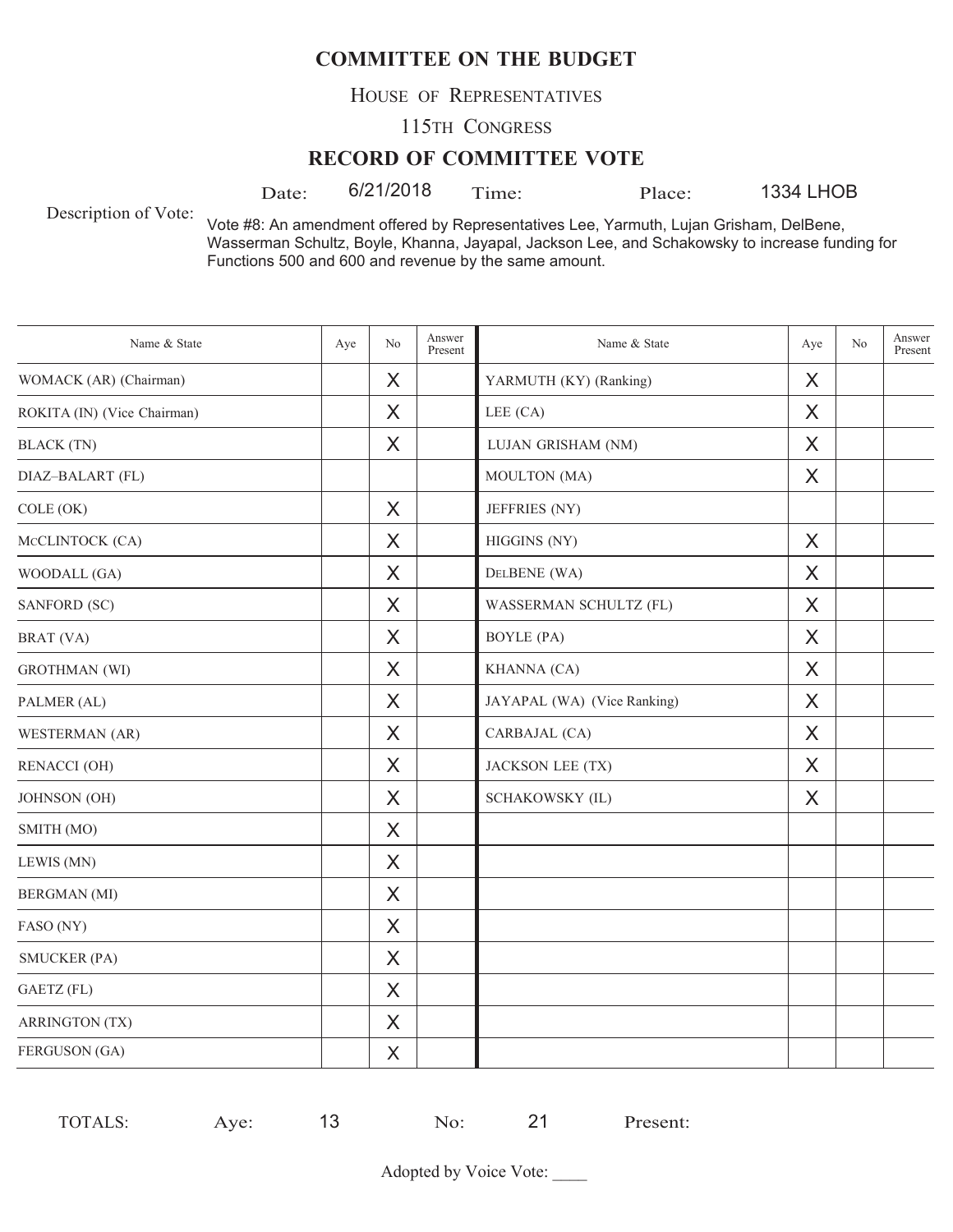# COMMITTEE ON THE BUDGET

HOUSE OF REPRESENTATIVES

115TH CONGRESS

## RECORD OF COMMITTEE VOTE

Date: 6/21/2018 Time: Place: 1334 LHOB

Description of Vote: Vote #8: An amendment offered by Representatives Lee, Yarmuth, Lujan Grisham, DelBene, Wasserman Schultz, Boyle, Khanna, Jayapal, Jackson Lee, and Schakowsky to increase funding for Functions 500 and 600 and revenue by the same amount.

| Name & State | Aye | No | Answer Present | Name & State | Aye | No | Answer Present |
|---|---|---|---|---|---|---|---|
| WOMACK (AR) (Chairman) | | X | | YARMUTH (KY) (Ranking) | X | | |
| ROKITA (IN) (Vice Chairman) | | X | | LEE (CA) | X | | |
| BLACK (TN) | | X | | LUJAN GRISHAM (NM) | X | | |
| DIAZ–BALART (FL) | | | | MOULTON (MA) | X | | |
| COLE (OK) | | X | | JEFFRIES (NY) | | | |
| MCCLINTOCK (CA) | | X | | HIGGINS (NY) | X | | |
| WOODALL (GA) | | X | | DELBENE (WA) | X | | |
| SANFORD (SC) | | X | | WASSERMAN SCHULTZ (FL) | X | | |
| BRAT (VA) | | X | | BOYLE (PA) | X | | |
| GROTHMAN (WI) | | X | | KHANNA (CA) | X | | |
| PALMER (AL) | | X | | JAYAPAL (WA) (Vice Ranking) | X | | |
| WESTERMAN (AR) | | X | | CARBAJAL (CA) | X | | |
| RENACCI (OH) | | X | | JACKSON LEE (TX) | X | | |
| JOHNSON (OH) | | X | | SCHAKOWSKY (IL) | X | | |
| SMITH (MO) | | X | | | | | |
| LEWIS (MN) | | X | | | | | |
| BERGMAN (MI) | | X | | | | | |
| FASO (NY) | | X | | | | | |
| SMUCKER (PA) | | X | | | | | |
| GAETZ (FL) | | X | | | | | |
| ARRINGTON (TX) | | X | | | | | |
| FERGUSON (GA) | | X | | | | | |

TOTALS: Aye: 13 No: 21 Present:

Adopted by Voice Vote: ____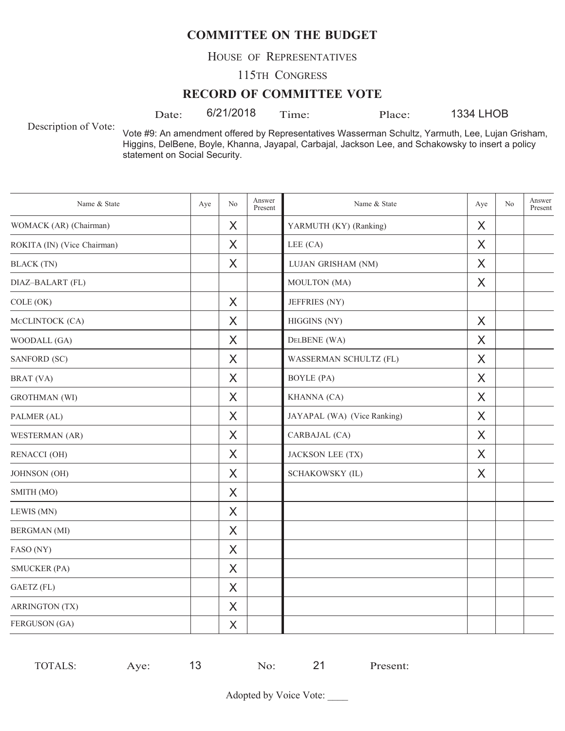# COMMITTEE ON THE BUDGET

HOUSE OF REPRESENTATIVES

115TH CONGRESS

## RECORD OF COMMITTEE VOTE

Date: 6/21/2018 Time: Place: 1334 LHOB

Description of Vote: Vote #9: An amendment offered by Representatives Wasserman Schultz, Yarmuth, Lee, Lujan Grisham, Higgins, DelBene, Boyle, Khanna, Jayapal, Carbajal, Jackson Lee, and Schakowsky to insert a policy statement on Social Security.

| Name & State | Aye | No | Answer Present | Name & State | Aye | No | Answer Present |
|---|---|---|---|---|---|---|---|
| WOMACK (AR) (Chairman) | | X | | YARMUTH (KY) (Ranking) | X | | |
| ROKITA (IN) (Vice Chairman) | | X | | LEE (CA) | X | | |
| BLACK (TN) | | X | | LUJAN GRISHAM (NM) | X | | |
| DIAZ–BALART (FL) | | | | MOULTON (MA) | X | | |
| COLE (OK) | | X | | JEFFRIES (NY) | | | |
| McCLINTOCK (CA) | | X | | HIGGINS (NY) | X | | |
| WOODALL (GA) | | X | | DELBENE (WA) | X | | |
| SANFORD (SC) | | X | | WASSERMAN SCHULTZ (FL) | X | | |
| BRAT (VA) | | X | | BOYLE (PA) | X | | |
| GROTHMAN (WI) | | X | | KHANNA (CA) | X | | |
| PALMER (AL) | | X | | JAYAPAL (WA) (Vice Ranking) | X | | |
| WESTERMAN (AR) | | X | | CARBAJAL (CA) | X | | |
| RENACCI (OH) | | X | | JACKSON LEE (TX) | X | | |
| JOHNSON (OH) | | X | | SCHAKOWSKY (IL) | X | | |
| SMITH (MO) | | X | | | | | |
| LEWIS (MN) | | X | | | | | |
| BERGMAN (MI) | | X | | | | | |
| FASO (NY) | | X | | | | | |
| SMUCKER (PA) | | X | | | | | |
| GAETZ (FL) | | X | | | | | |
| ARRINGTON (TX) | | X | | | | | |
| FERGUSON (GA) | | X | | | | | |

TOTALS: Aye: 13 No: 21 Present:

Adopted by Voice Vote: ____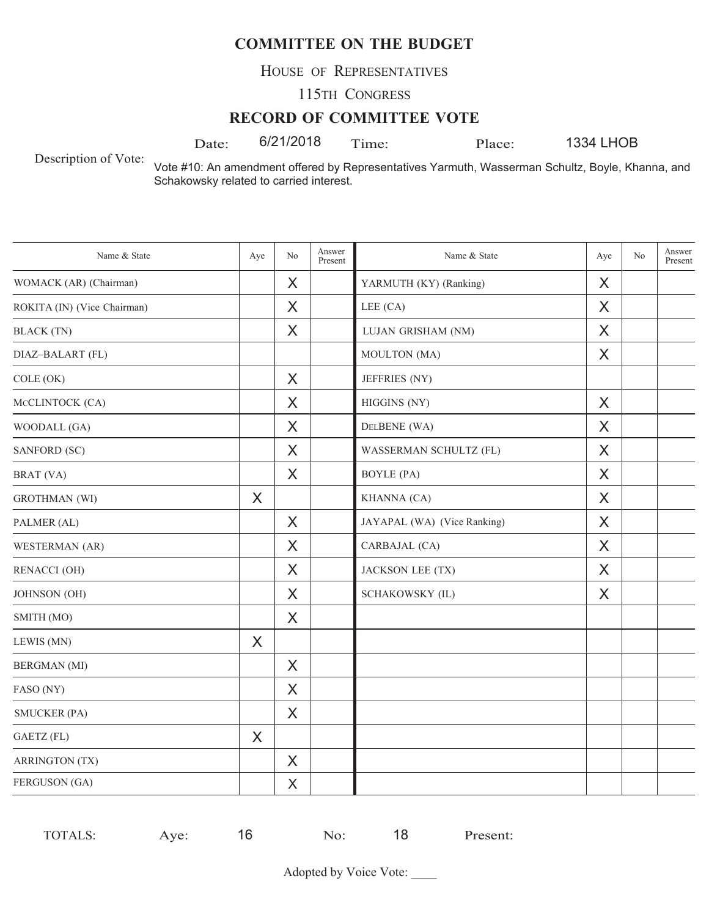# COMMITTEE ON THE BUDGET

HOUSE OF REPRESENTATIVES

115TH CONGRESS

## RECORD OF COMMITTEE VOTE

Date: 6/21/2018 Time: Place: 1334 LHOB

Description of Vote: Vote #10: An amendment offered by Representatives Yarmuth, Wasserman Schultz, Boyle, Khanna, and Schakowsky related to carried interest.

| Name & State | Aye | No | Answer Present | Name & State | Aye | No | Answer Present |
|---|---|---|---|---|---|---|---|
| WOMACK (AR) (Chairman) | | X | | YARMUTH (KY) (Ranking) | X | | |
| ROKITA (IN) (Vice Chairman) | | X | | LEE (CA) | X | | |
| BLACK (TN) | | X | | LUJAN GRISHAM (NM) | X | | |
| DIAZ–BALART (FL) | | | | MOULTON (MA) | X | | |
| COLE (OK) | | X | | JEFFRIES (NY) | | | |
| McCLINTOCK (CA) | | X | | HIGGINS (NY) | X | | |
| WOODALL (GA) | | X | | DELBENE (WA) | X | | |
| SANFORD (SC) | | X | | WASSERMAN SCHULTZ (FL) | X | | |
| BRAT (VA) | | X | | BOYLE (PA) | X | | |
| GROTHMAN (WI) | X | | | KHANNA (CA) | X | | |
| PALMER (AL) | | X | | JAYAPAL (WA) (Vice Ranking) | X | | |
| WESTERMAN (AR) | | X | | CARBAJAL (CA) | X | | |
| RENACCI (OH) | | X | | JACKSON LEE (TX) | X | | |
| JOHNSON (OH) | | X | | SCHAKOWSKY (IL) | X | | |
| SMITH (MO) | | X | | | | | |
| LEWIS (MN) | X | | | | | | |
| BERGMAN (MI) | | X | | | | | |
| FASO (NY) | | X | | | | | |
| SMUCKER (PA) | | X | | | | | |
| GAETZ (FL) | X | | | | | | |
| ARRINGTON (TX) | | X | | | | | |
| FERGUSON (GA) | | X | | | | | |

TOTALS: Aye: 16 No: 18 Present:

Adopted by Voice Vote: ____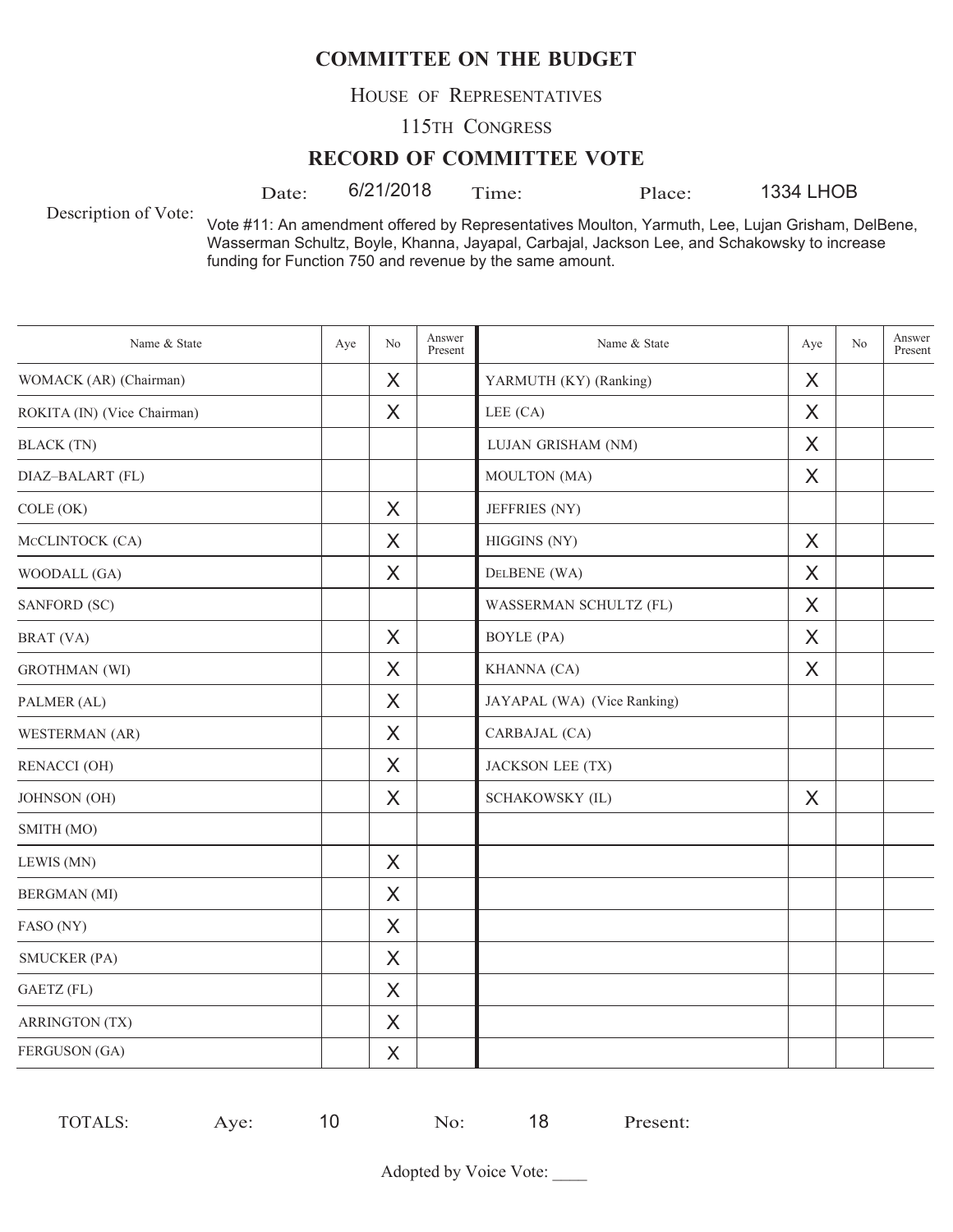# COMMITTEE ON THE BUDGET

HOUSE OF REPRESENTATIVES

115TH CONGRESS

## RECORD OF COMMITTEE VOTE

Date: 6/21/2018 Time: Place: 1334 LHOB

Description of Vote: Vote #11: An amendment offered by Representatives Moulton, Yarmuth, Lee, Lujan Grisham, DelBene, Wasserman Schultz, Boyle, Khanna, Jayapal, Carbajal, Jackson Lee, and Schakowsky to increase funding for Function 750 and revenue by the same amount.

| Name & State | Aye | No | Answer Present | Name & State | Aye | No | Answer Present |
|---|---|---|---|---|---|---|---|
| WOMACK (AR) (Chairman) | | X | | YARMUTH (KY) (Ranking) | X | | |
| ROKITA (IN) (Vice Chairman) | | X | | LEE (CA) | X | | |
| BLACK (TN) | | | | LUJAN GRISHAM (NM) | X | | |
| DIAZ–BALART (FL) | | | | MOULTON (MA) | X | | |
| COLE (OK) | | X | | JEFFRIES (NY) | | | |
| MCCLINTOCK (CA) | | X | | HIGGINS (NY) | X | | |
| WOODALL (GA) | | X | | DELBENE (WA) | X | | |
| SANFORD (SC) | | | | WASSERMAN SCHULTZ (FL) | X | | |
| BRAT (VA) | | X | | BOYLE (PA) | X | | |
| GROTHMAN (WI) | | X | | KHANNA (CA) | X | | |
| PALMER (AL) | | X | | JAYAPAL (WA) (Vice Ranking) | | | |
| WESTERMAN (AR) | | X | | CARBAJAL (CA) | | | |
| RENACCI (OH) | | X | | JACKSON LEE (TX) | | | |
| JOHNSON (OH) | | X | | SCHAKOWSKY (IL) | X | | |
| SMITH (MO) | | | | | | | |
| LEWIS (MN) | | X | | | | | |
| BERGMAN (MI) | | X | | | | | |
| FASO (NY) | | X | | | | | |
| SMUCKER (PA) | | X | | | | | |
| GAETZ (FL) | | X | | | | | |
| ARRINGTON (TX) | | X | | | | | |
| FERGUSON (GA) | | X | | | | | |

TOTALS: Aye: 10 No: 18 Present:

Adopted by Voice Vote: ____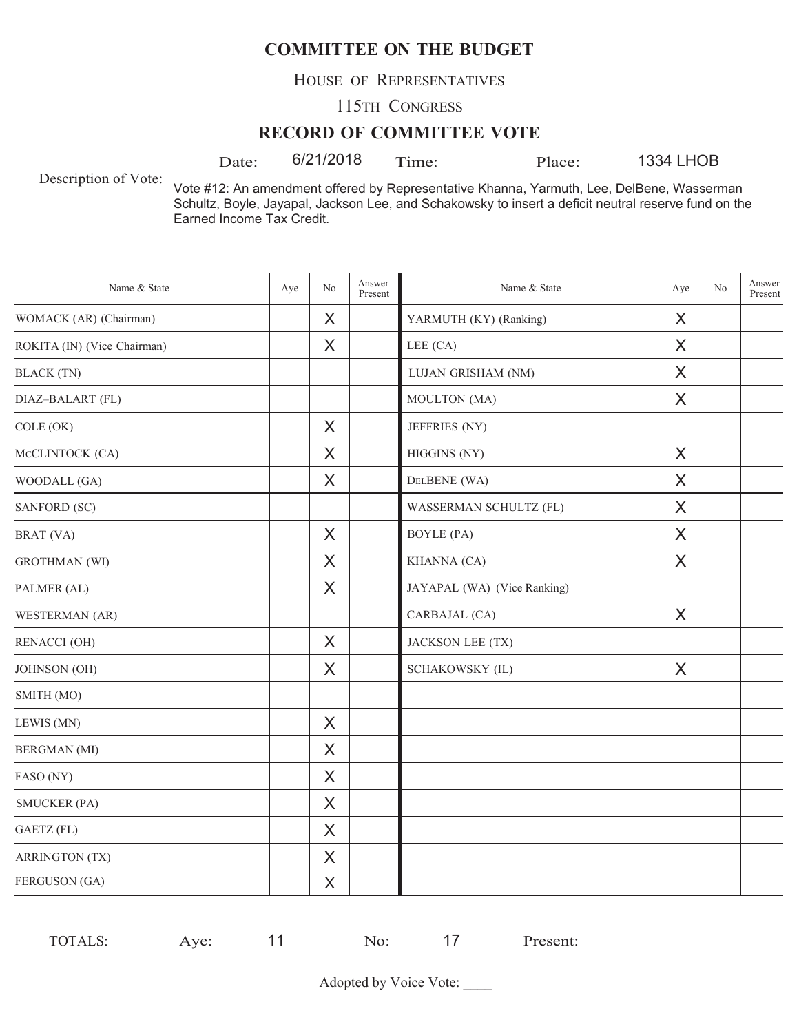# COMMITTEE ON THE BUDGET

HOUSE OF REPRESENTATIVES

115TH CONGRESS

## RECORD OF COMMITTEE VOTE

Date: 6/21/2018 Time: Place: 1334 LHOB

Description of Vote: Vote #12: An amendment offered by Representative Khanna, Yarmuth, Lee, DelBene, Wasserman Schultz, Boyle, Jayapal, Jackson Lee, and Schakowsky to insert a deficit neutral reserve fund on the Earned Income Tax Credit.

| Name & State | Aye | No | Answer Present | Name & State | Aye | No | Answer Present |
|---|---|---|---|---|---|---|---|
| WOMACK (AR) (Chairman) | | X | | YARMUTH (KY) (Ranking) | X | | |
| ROKITA (IN) (Vice Chairman) | | X | | LEE (CA) | X | | |
| BLACK (TN) | | | | LUJAN GRISHAM (NM) | X | | |
| DIAZ–BALART (FL) | | | | MOULTON (MA) | X | | |
| COLE (OK) | | X | | JEFFRIES (NY) | | | |
| MCCLINTOCK (CA) | | X | | HIGGINS (NY) | X | | |
| WOODALL (GA) | | X | | DELBENE (WA) | X | | |
| SANFORD (SC) | | | | WASSERMAN SCHULTZ (FL) | X | | |
| BRAT (VA) | | X | | BOYLE (PA) | X | | |
| GROTHMAN (WI) | | X | | KHANNA (CA) | X | | |
| PALMER (AL) | | X | | JAYAPAL (WA) (Vice Ranking) | | | |
| WESTERMAN (AR) | | | | CARBAJAL (CA) | X | | |
| RENACCI (OH) | | X | | JACKSON LEE (TX) | | | |
| JOHNSON (OH) | | X | | SCHAKOWSKY (IL) | X | | |
| SMITH (MO) | | | | | | | |
| LEWIS (MN) | | X | | | | | |
| BERGMAN (MI) | | X | | | | | |
| FASO (NY) | | X | | | | | |
| SMUCKER (PA) | | X | | | | | |
| GAETZ (FL) | | X | | | | | |
| ARRINGTON (TX) | | X | | | | | |
| FERGUSON (GA) | | X | | | | | |

TOTALS: Aye: 11 No: 17 Present:

Adopted by Voice Vote: ____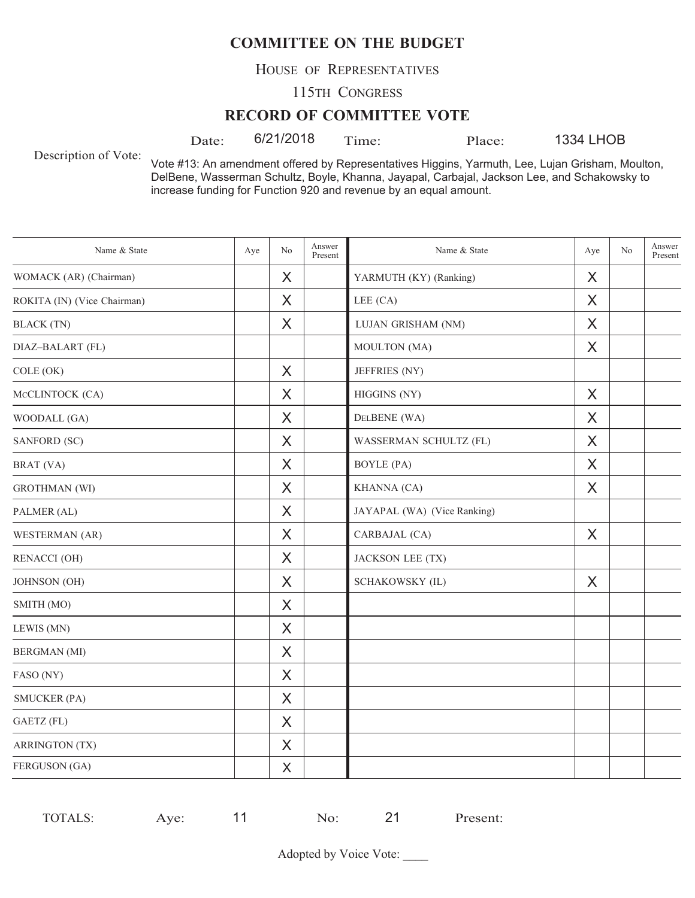# COMMITTEE ON THE BUDGET

HOUSE OF REPRESENTATIVES

115TH CONGRESS

## RECORD OF COMMITTEE VOTE

Date: 6/21/2018 Time: Place: 1334 LHOB

Description of Vote: Vote #13: An amendment offered by Representatives Higgins, Yarmuth, Lee, Lujan Grisham, Moulton, DelBene, Wasserman Schultz, Boyle, Khanna, Jayapal, Carbajal, Jackson Lee, and Schakowsky to increase funding for Function 920 and revenue by an equal amount.

| Name & State | Aye | No | Answer Present | Name & State | Aye | No | Answer Present |
|---|---|---|---|---|---|---|---|
| WOMACK (AR) (Chairman) | | X | | YARMUTH (KY) (Ranking) | X | | |
| ROKITA (IN) (Vice Chairman) | | X | | LEE (CA) | X | | |
| BLACK (TN) | | X | | LUJAN GRISHAM (NM) | X | | |
| DIAZ–BALART (FL) | | | | MOULTON (MA) | X | | |
| COLE (OK) | | X | | JEFFRIES (NY) | | | |
| MCCLINTOCK (CA) | | X | | HIGGINS (NY) | X | | |
| WOODALL (GA) | | X | | DELBENE (WA) | X | | |
| SANFORD (SC) | | X | | WASSERMAN SCHULTZ (FL) | X | | |
| BRAT (VA) | | X | | BOYLE (PA) | X | | |
| GROTHMAN (WI) | | X | | KHANNA (CA) | X | | |
| PALMER (AL) | | X | | JAYAPAL (WA) (Vice Ranking) | | | |
| WESTERMAN (AR) | | X | | CARBAJAL (CA) | X | | |
| RENACCI (OH) | | X | | JACKSON LEE (TX) | | | |
| JOHNSON (OH) | | X | | SCHAKOWSKY (IL) | X | | |
| SMITH (MO) | | X | | | | | |
| LEWIS (MN) | | X | | | | | |
| BERGMAN (MI) | | X | | | | | |
| FASO (NY) | | X | | | | | |
| SMUCKER (PA) | | X | | | | | |
| GAETZ (FL) | | X | | | | | |
| ARRINGTON (TX) | | X | | | | | |
| FERGUSON (GA) | | X | | | | | |

TOTALS: Aye: 11 No: 21 Present:

Adopted by Voice Vote: ____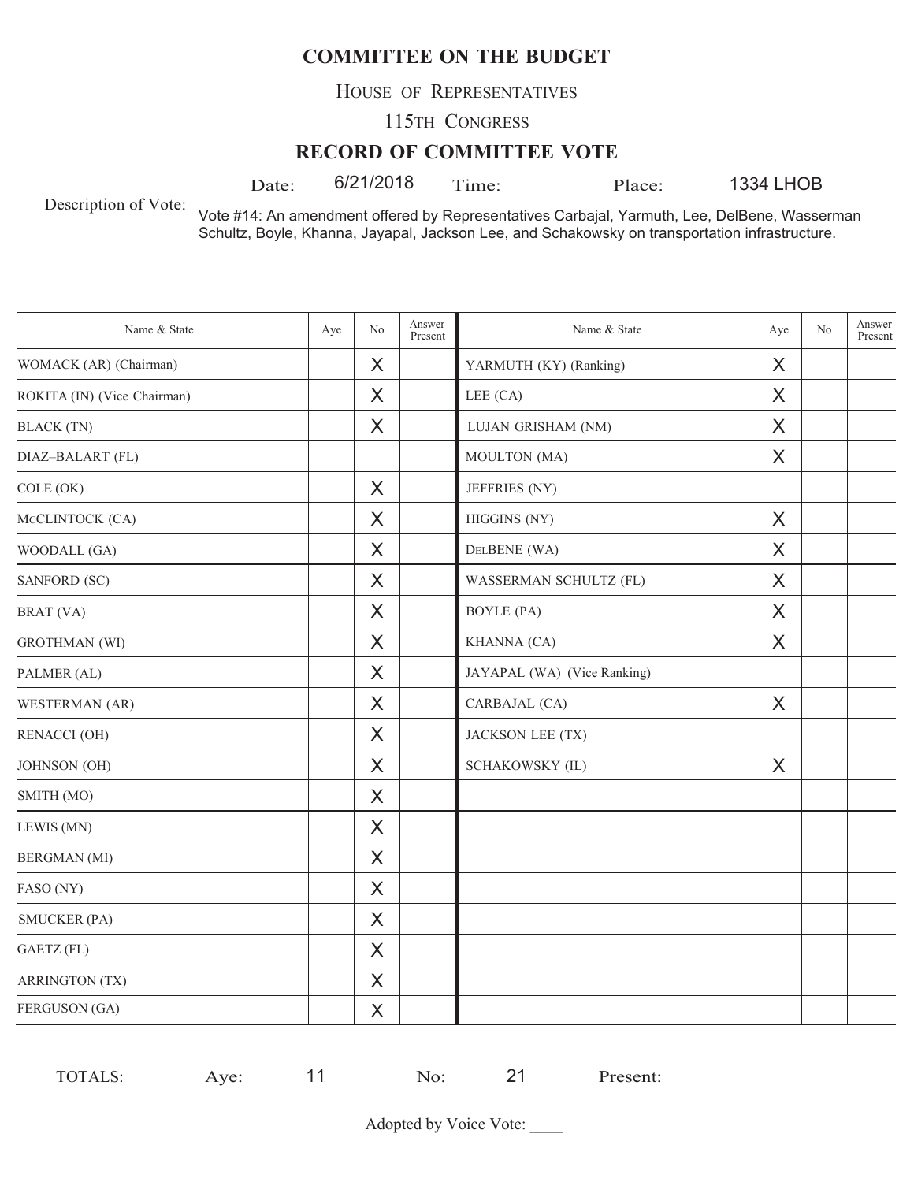# COMMITTEE ON THE BUDGET

HOUSE OF REPRESENTATIVES

115TH CONGRESS

## RECORD OF COMMITTEE VOTE

Date: 6/21/2018 Time: Place: 1334 LHOB

Description of Vote: Vote #14: An amendment offered by Representatives Carbajal, Yarmuth, Lee, DelBene, Wasserman Schultz, Boyle, Khanna, Jayapal, Jackson Lee, and Schakowsky on transportation infrastructure.

| Name & State | Aye | No | Answer Present | Name & State | Aye | No | Answer Present |
|---|---|---|---|---|---|---|---|
| WOMACK (AR) (Chairman) | | X | | YARMUTH (KY) (Ranking) | X | | |
| ROKITA (IN) (Vice Chairman) | | X | | LEE (CA) | X | | |
| BLACK (TN) | | X | | LUJAN GRISHAM (NM) | X | | |
| DIAZ–BALART (FL) | | | | MOULTON (MA) | X | | |
| COLE (OK) | | X | | JEFFRIES (NY) | | | |
| McCLINTOCK (CA) | | X | | HIGGINS (NY) | X | | |
| WOODALL (GA) | | X | | DELBENE (WA) | X | | |
| SANFORD (SC) | | X | | WASSERMAN SCHULTZ (FL) | X | | |
| BRAT (VA) | | X | | BOYLE (PA) | X | | |
| GROTHMAN (WI) | | X | | KHANNA (CA) | X | | |
| PALMER (AL) | | X | | JAYAPAL (WA) (Vice Ranking) | | | |
| WESTERMAN (AR) | | X | | CARBAJAL (CA) | X | | |
| RENACCI (OH) | | X | | JACKSON LEE (TX) | | | |
| JOHNSON (OH) | | X | | SCHAKOWSKY (IL) | X | | |
| SMITH (MO) | | X | | | | | |
| LEWIS (MN) | | X | | | | | |
| BERGMAN (MI) | | X | | | | | |
| FASO (NY) | | X | | | | | |
| SMUCKER (PA) | | X | | | | | |
| GAETZ (FL) | | X | | | | | |
| ARRINGTON (TX) | | X | | | | | |
| FERGUSON (GA) | | X | | | | | |

TOTALS: Aye: 11 No: 21 Present:

Adopted by Voice Vote: ____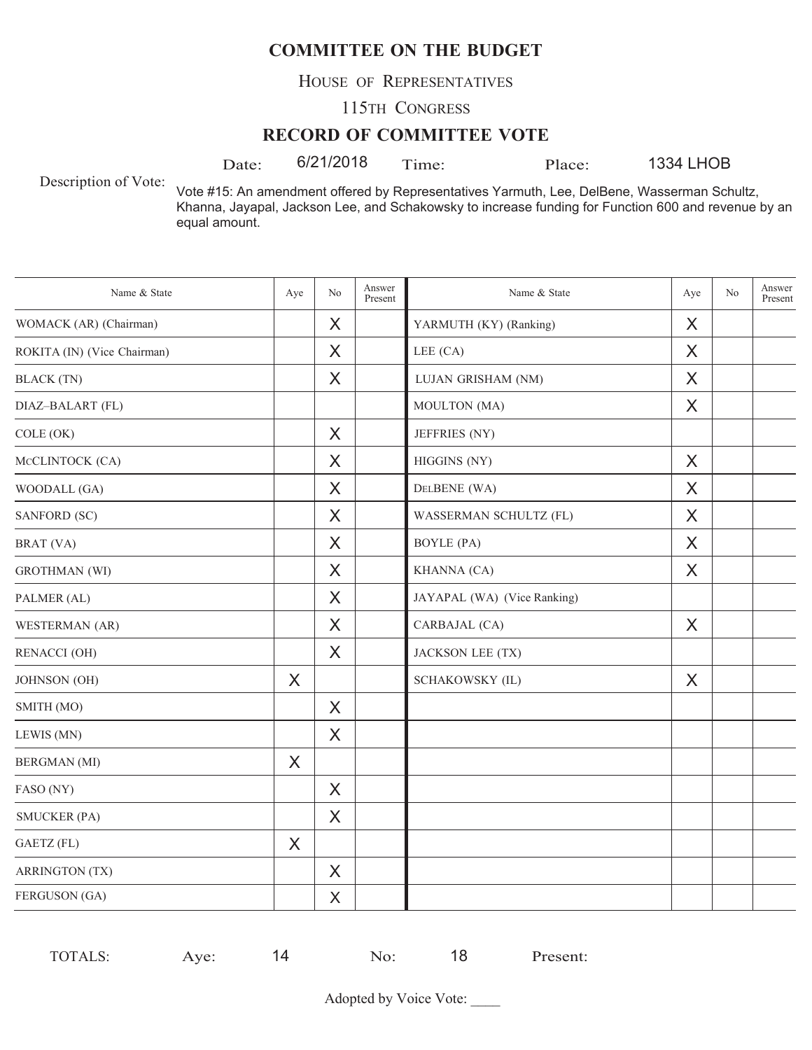# COMMITTEE ON THE BUDGET

HOUSE OF REPRESENTATIVES

115TH CONGRESS

## RECORD OF COMMITTEE VOTE

Date: 6/21/2018 Time: Place: 1334 LHOB

Description of Vote: Vote #15: An amendment offered by Representatives Yarmuth, Lee, DelBene, Wasserman Schultz, Khanna, Jayapal, Jackson Lee, and Schakowsky to increase funding for Function 600 and revenue by an equal amount.

| Name & State | Aye | No | Answer Present | Name & State | Aye | No | Answer Present |
|---|---|---|---|---|---|---|---|
| WOMACK (AR) (Chairman) | | X | | YARMUTH (KY) (Ranking) | X | | |
| ROKITA (IN) (Vice Chairman) | | X | | LEE (CA) | X | | |
| BLACK (TN) | | X | | LUJAN GRISHAM (NM) | X | | |
| DIAZ–BALART (FL) | | | | MOULTON (MA) | X | | |
| COLE (OK) | | X | | JEFFRIES (NY) | | | |
| McCLINTOCK (CA) | | X | | HIGGINS (NY) | X | | |
| WOODALL (GA) | | X | | DELBENE (WA) | X | | |
| SANFORD (SC) | | X | | WASSERMAN SCHULTZ (FL) | X | | |
| BRAT (VA) | | X | | BOYLE (PA) | X | | |
| GROTHMAN (WI) | | X | | KHANNA (CA) | X | | |
| PALMER (AL) | | X | | JAYAPAL (WA) (Vice Ranking) | | | |
| WESTERMAN (AR) | | X | | CARBAJAL (CA) | X | | |
| RENACCI (OH) | | X | | JACKSON LEE (TX) | | | |
| JOHNSON (OH) | X | | | SCHAKOWSKY (IL) | X | | |
| SMITH (MO) | | X | | | | | |
| LEWIS (MN) | | X | | | | | |
| BERGMAN (MI) | X | | | | | | |
| FASO (NY) | | X | | | | | |
| SMUCKER (PA) | | X | | | | | |
| GAETZ (FL) | X | | | | | | |
| ARRINGTON (TX) | | X | | | | | |
| FERGUSON (GA) | | X | | | | | |

TOTALS: Aye: 14 No: 18 Present:

Adopted by Voice Vote: ____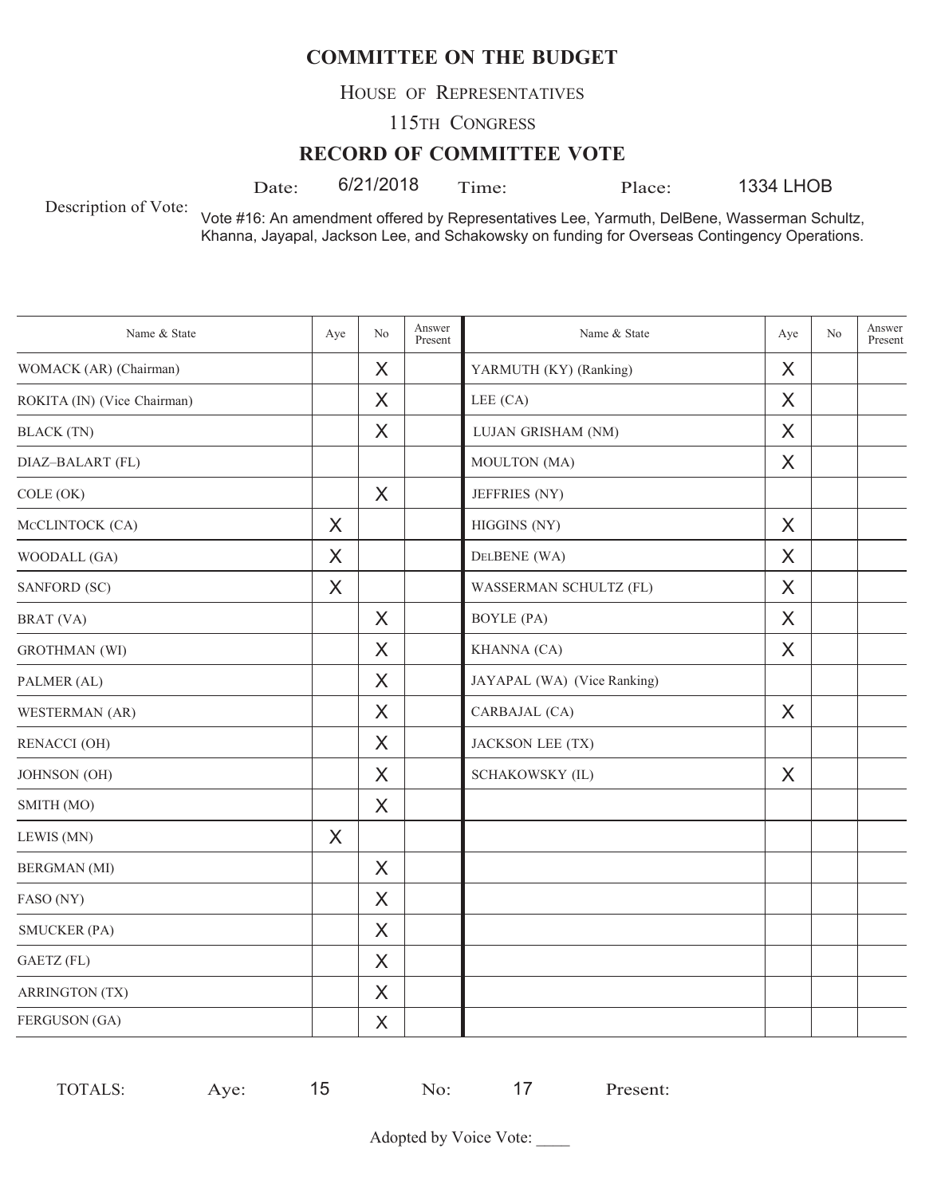# COMMITTEE ON THE BUDGET

HOUSE OF REPRESENTATIVES

115TH CONGRESS

## RECORD OF COMMITTEE VOTE

Date: 6/21/2018 Time: Place: 1334 LHOB

Description of Vote: Vote #16: An amendment offered by Representatives Lee, Yarmuth, DelBene, Wasserman Schultz, Khanna, Jayapal, Jackson Lee, and Schakowsky on funding for Overseas Contingency Operations.

| Name & State | Aye | No | Answer Present | Name & State | Aye | No | Answer Present |
|---|---|---|---|---|---|---|---|
| WOMACK (AR) (Chairman) | | X | | YARMUTH (KY) (Ranking) | X | | |
| ROKITA (IN) (Vice Chairman) | | X | | LEE (CA) | X | | |
| BLACK (TN) | | X | | LUJAN GRISHAM (NM) | X | | |
| DIAZ–BALART (FL) | | | | MOULTON (MA) | X | | |
| COLE (OK) | | X | | JEFFRIES (NY) | | | |
| McCLINTOCK (CA) | X | | | HIGGINS (NY) | X | | |
| WOODALL (GA) | X | | | DelBENE (WA) | X | | |
| SANFORD (SC) | X | | | WASSERMAN SCHULTZ (FL) | X | | |
| BRAT (VA) | | X | | BOYLE (PA) | X | | |
| GROTHMAN (WI) | | X | | KHANNA (CA) | X | | |
| PALMER (AL) | | X | | JAYAPAL (WA) (Vice Ranking) | | | |
| WESTERMAN (AR) | | X | | CARBAJAL (CA) | X | | |
| RENACCI (OH) | | X | | JACKSON LEE (TX) | | | |
| JOHNSON (OH) | | X | | SCHAKOWSKY (IL) | X | | |
| SMITH (MO) | | X | | | | | |
| LEWIS (MN) | X | | | | | | |
| BERGMAN (MI) | | X | | | | | |
| FASO (NY) | | X | | | | | |
| SMUCKER (PA) | | X | | | | | |
| GAETZ (FL) | | X | | | | | |
| ARRINGTON (TX) | | X | | | | | |
| FERGUSON (GA) | | X | | | | | |

TOTALS: Aye: 15 No: 17 Present:

Adopted by Voice Vote: ____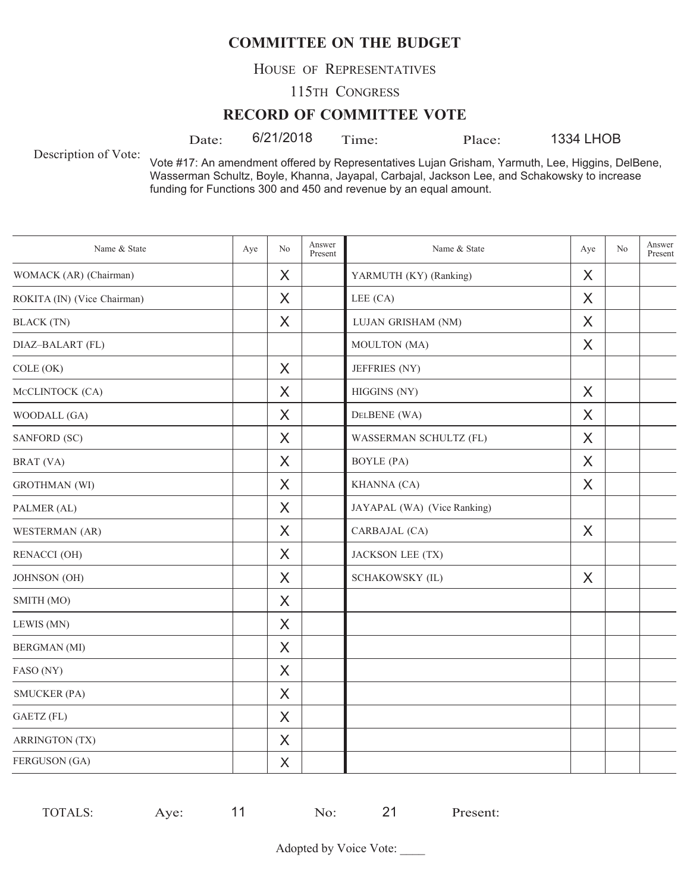# COMMITTEE ON THE BUDGET

HOUSE OF REPRESENTATIVES

115TH CONGRESS

## RECORD OF COMMITTEE VOTE

Date: 6/21/2018 Time: Place: 1334 LHOB

Description of Vote: Vote #17: An amendment offered by Representatives Lujan Grisham, Yarmuth, Lee, Higgins, DelBene, Wasserman Schultz, Boyle, Khanna, Jayapal, Carbajal, Jackson Lee, and Schakowsky to increase funding for Functions 300 and 450 and revenue by an equal amount.

| Name & State | Aye | No | Answer Present | Name & State | Aye | No | Answer Present |
|---|---|---|---|---|---|---|---|
| WOMACK (AR) (Chairman) | | X | | YARMUTH (KY) (Ranking) | X | | |
| ROKITA (IN) (Vice Chairman) | | X | | LEE (CA) | X | | |
| BLACK (TN) | | X | | LUJAN GRISHAM (NM) | X | | |
| DIAZ–BALART (FL) | | | | MOULTON (MA) | X | | |
| COLE (OK) | | X | | JEFFRIES (NY) | | | |
| McCLINTOCK (CA) | | X | | HIGGINS (NY) | X | | |
| WOODALL (GA) | | X | | DelBENE (WA) | X | | |
| SANFORD (SC) | | X | | WASSERMAN SCHULTZ (FL) | X | | |
| BRAT (VA) | | X | | BOYLE (PA) | X | | |
| GROTHMAN (WI) | | X | | KHANNA (CA) | X | | |
| PALMER (AL) | | X | | JAYAPAL (WA) (Vice Ranking) | | | |
| WESTERMAN (AR) | | X | | CARBAJAL (CA) | X | | |
| RENACCI (OH) | | X | | JACKSON LEE (TX) | | | |
| JOHNSON (OH) | | X | | SCHAKOWSKY (IL) | X | | |
| SMITH (MO) | | X | | | | | |
| LEWIS (MN) | | X | | | | | |
| BERGMAN (MI) | | X | | | | | |
| FASO (NY) | | X | | | | | |
| SMUCKER (PA) | | X | | | | | |
| GAETZ (FL) | | X | | | | | |
| ARRINGTON (TX) | | X | | | | | |
| FERGUSON (GA) | | X | | | | | |

TOTALS: Aye: 11 No: 21 Present:

Adopted by Voice Vote: ____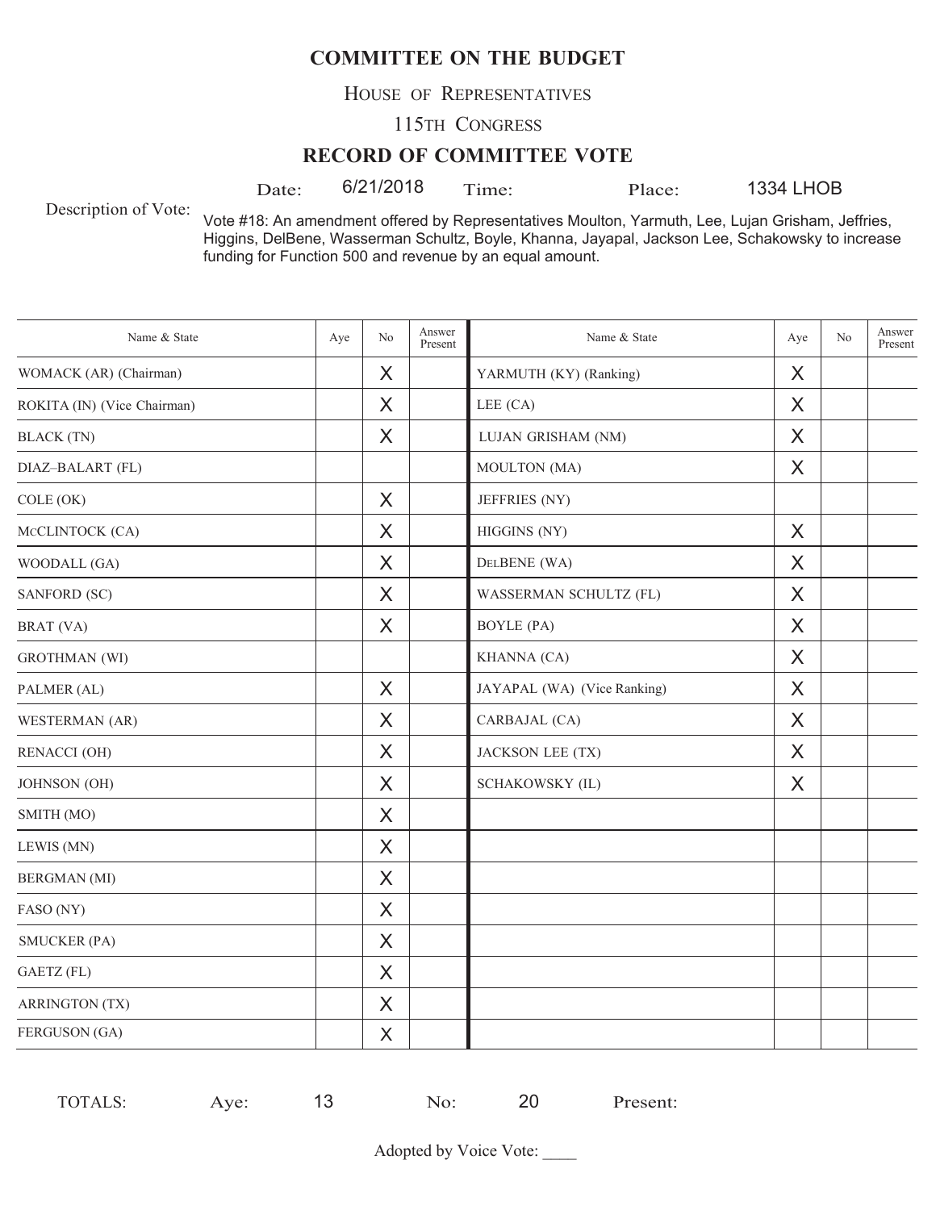# COMMITTEE ON THE BUDGET

HOUSE OF REPRESENTATIVES

115TH CONGRESS

## RECORD OF COMMITTEE VOTE

Date: 6/21/2018 Time: Place: 1334 LHOB

Description of Vote: Vote #18: An amendment offered by Representatives Moulton, Yarmuth, Lee, Lujan Grisham, Jeffries, Higgins, DelBene, Wasserman Schultz, Boyle, Khanna, Jayapal, Jackson Lee, Schakowsky to increase funding for Function 500 and revenue by an equal amount.

| Name & State | Aye | No | Answer Present | Name & State | Aye | No | Answer Present |
|---|---|---|---|---|---|---|---|
| WOMACK (AR) (Chairman) | | X | | YARMUTH (KY) (Ranking) | X | | |
| ROKITA (IN) (Vice Chairman) | | X | | LEE (CA) | X | | |
| BLACK (TN) | | X | | LUJAN GRISHAM (NM) | X | | |
| DIAZ–BALART (FL) | | | | MOULTON (MA) | X | | |
| COLE (OK) | | X | | JEFFRIES (NY) | | | |
| McCLINTOCK (CA) | | X | | HIGGINS (NY) | X | | |
| WOODALL (GA) | | X | | DELBENE (WA) | X | | |
| SANFORD (SC) | | X | | WASSERMAN SCHULTZ (FL) | X | | |
| BRAT (VA) | | X | | BOYLE (PA) | X | | |
| GROTHMAN (WI) | | | | KHANNA (CA) | X | | |
| PALMER (AL) | | X | | JAYAPAL (WA) (Vice Ranking) | X | | |
| WESTERMAN (AR) | | X | | CARBAJAL (CA) | X | | |
| RENACCI (OH) | | X | | JACKSON LEE (TX) | X | | |
| JOHNSON (OH) | | X | | SCHAKOWSKY (IL) | X | | |
| SMITH (MO) | | X | | | | | |
| LEWIS (MN) | | X | | | | | |
| BERGMAN (MI) | | X | | | | | |
| FASO (NY) | | X | | | | | |
| SMUCKER (PA) | | X | | | | | |
| GAETZ (FL) | | X | | | | | |
| ARRINGTON (TX) | | X | | | | | |
| FERGUSON (GA) | | X | | | | | |

TOTALS: Aye: 13 No: 20 Present:

Adopted by Voice Vote: ____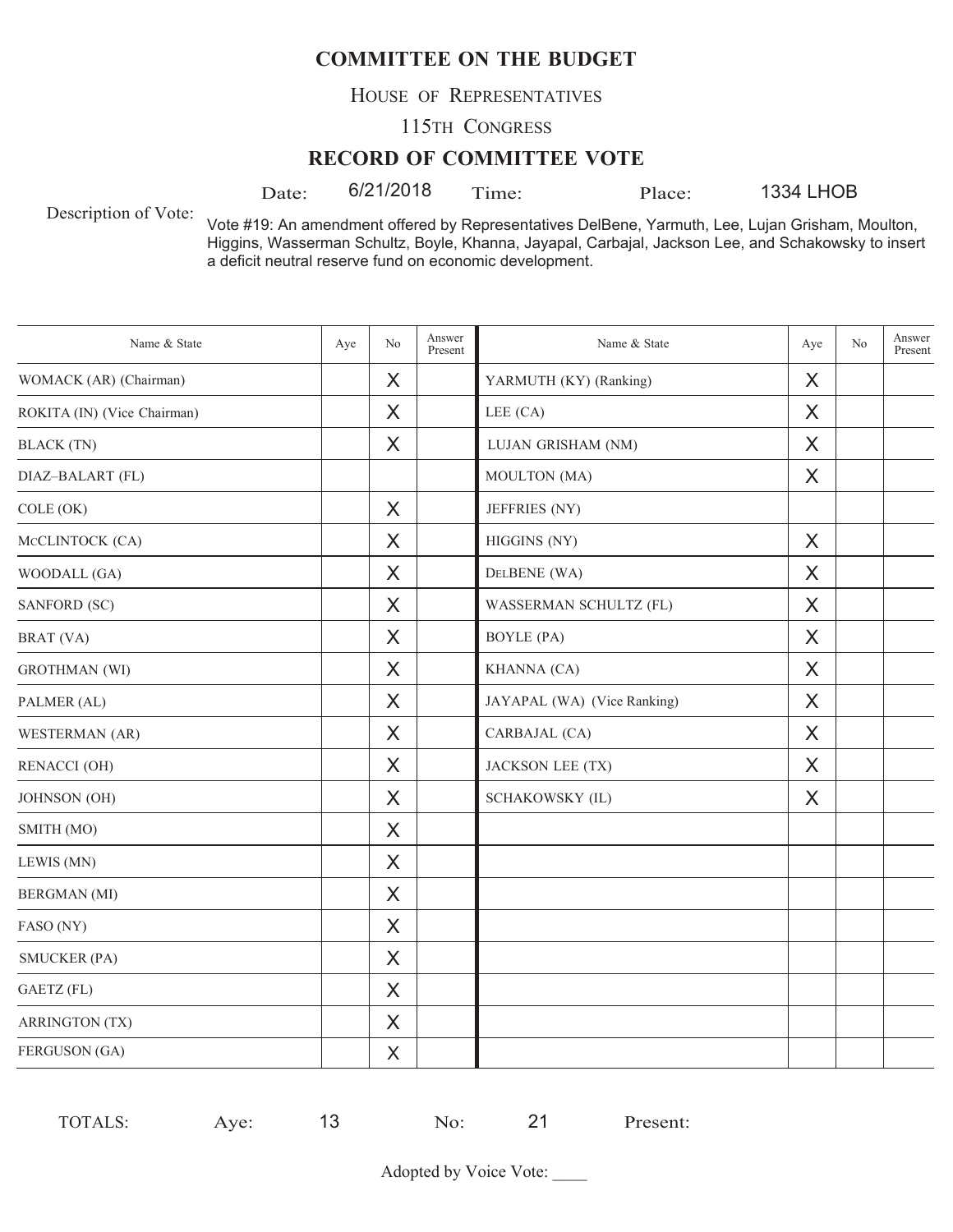# COMMITTEE ON THE BUDGET

HOUSE OF REPRESENTATIVES

115TH CONGRESS

## RECORD OF COMMITTEE VOTE

Date: 6/21/2018 Time: Place: 1334 LHOB

Description of Vote: Vote #19: An amendment offered by Representatives DelBene, Yarmuth, Lee, Lujan Grisham, Moulton, Higgins, Wasserman Schultz, Boyle, Khanna, Jayapal, Carbajal, Jackson Lee, and Schakowsky to insert a deficit neutral reserve fund on economic development.

| Name & State | Aye | No | Answer Present | Name & State | Aye | No | Answer Present |
|---|---|---|---|---|---|---|---|
| WOMACK (AR) (Chairman) | | X | | YARMUTH (KY) (Ranking) | X | | |
| ROKITA (IN) (Vice Chairman) | | X | | LEE (CA) | X | | |
| BLACK (TN) | | X | | LUJAN GRISHAM (NM) | X | | |
| DIAZ–BALART (FL) | | | | MOULTON (MA) | X | | |
| COLE (OK) | | X | | JEFFRIES (NY) | | | |
| McCLINTOCK (CA) | | X | | HIGGINS (NY) | X | | |
| WOODALL (GA) | | X | | DELBENE (WA) | X | | |
| SANFORD (SC) | | X | | WASSERMAN SCHULTZ (FL) | X | | |
| BRAT (VA) | | X | | BOYLE (PA) | X | | |
| GROTHMAN (WI) | | X | | KHANNA (CA) | X | | |
| PALMER (AL) | | X | | JAYAPAL (WA) (Vice Ranking) | X | | |
| WESTERMAN (AR) | | X | | CARBAJAL (CA) | X | | |
| RENACCI (OH) | | X | | JACKSON LEE (TX) | X | | |
| JOHNSON (OH) | | X | | SCHAKOWSKY (IL) | X | | |
| SMITH (MO) | | X | | | | | |
| LEWIS (MN) | | X | | | | | |
| BERGMAN (MI) | | X | | | | | |
| FASO (NY) | | X | | | | | |
| SMUCKER (PA) | | X | | | | | |
| GAETZ (FL) | | X | | | | | |
| ARRINGTON (TX) | | X | | | | | |
| FERGUSON (GA) | | X | | | | | |

TOTALS: Aye: 13 No: 21 Present:

Adopted by Voice Vote: ____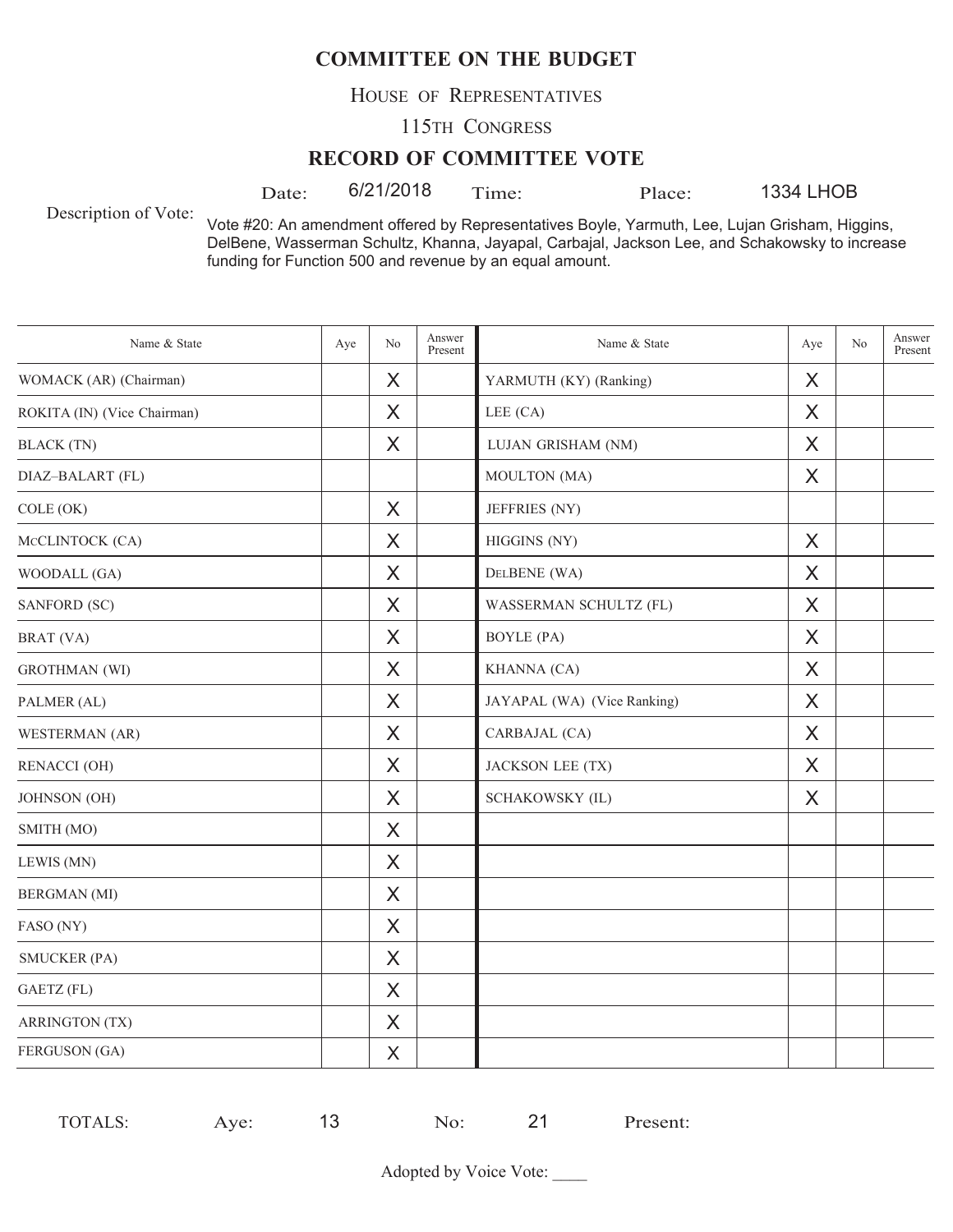# COMMITTEE ON THE BUDGET

HOUSE OF REPRESENTATIVES

115TH CONGRESS

## RECORD OF COMMITTEE VOTE

Date: 6/21/2018 Time: Place: 1334 LHOB

Description of Vote: Vote #20: An amendment offered by Representatives Boyle, Yarmuth, Lee, Lujan Grisham, Higgins, DelBene, Wasserman Schultz, Khanna, Jayapal, Carbajal, Jackson Lee, and Schakowsky to increase funding for Function 500 and revenue by an equal amount.

| Name & State | Aye | No | Answer Present | Name & State | Aye | No | Answer Present |
|---|---|---|---|---|---|---|---|
| WOMACK (AR) (Chairman) | | X | | YARMUTH (KY) (Ranking) | X | | |
| ROKITA (IN) (Vice Chairman) | | X | | LEE (CA) | X | | |
| BLACK (TN) | | X | | LUJAN GRISHAM (NM) | X | | |
| DIAZ–BALART (FL) | | | | MOULTON (MA) | X | | |
| COLE (OK) | | X | | JEFFRIES (NY) | | | |
| McCLINTOCK (CA) | | X | | HIGGINS (NY) | X | | |
| WOODALL (GA) | | X | | DELBENE (WA) | X | | |
| SANFORD (SC) | | X | | WASSERMAN SCHULTZ (FL) | X | | |
| BRAT (VA) | | X | | BOYLE (PA) | X | | |
| GROTHMAN (WI) | | X | | KHANNA (CA) | X | | |
| PALMER (AL) | | X | | JAYAPAL (WA) (Vice Ranking) | X | | |
| WESTERMAN (AR) | | X | | CARBAJAL (CA) | X | | |
| RENACCI (OH) | | X | | JACKSON LEE (TX) | X | | |
| JOHNSON (OH) | | X | | SCHAKOWSKY (IL) | X | | |
| SMITH (MO) | | X | | | | | |
| LEWIS (MN) | | X | | | | | |
| BERGMAN (MI) | | X | | | | | |
| FASO (NY) | | X | | | | | |
| SMUCKER (PA) | | X | | | | | |
| GAETZ (FL) | | X | | | | | |
| ARRINGTON (TX) | | X | | | | | |
| FERGUSON (GA) | | X | | | | | |

TOTALS: Aye: 13 No: 21 Present:

Adopted by Voice Vote: ____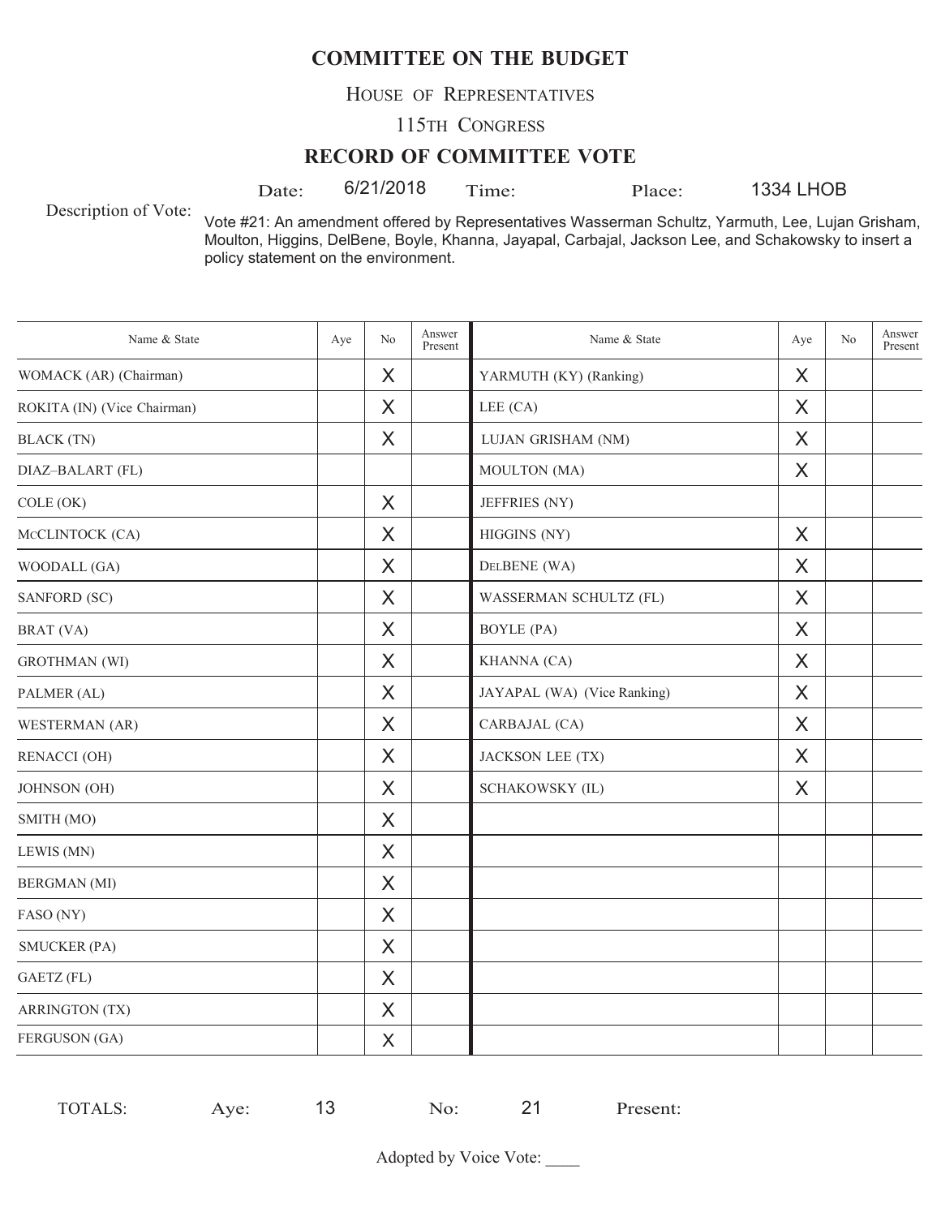# COMMITTEE ON THE BUDGET

HOUSE OF REPRESENTATIVES

115TH CONGRESS

## RECORD OF COMMITTEE VOTE

Date: 6/21/2018 Time: Place: 1334 LHOB

Description of Vote: Vote #21: An amendment offered by Representatives Wasserman Schultz, Yarmuth, Lee, Lujan Grisham, Moulton, Higgins, DelBene, Boyle, Khanna, Jayapal, Carbajal, Jackson Lee, and Schakowsky to insert a policy statement on the environment.

| Name & State | Aye | No | Answer Present | Name & State | Aye | No | Answer Present |
|---|---|---|---|---|---|---|---|
| WOMACK (AR) (Chairman) | | X | | YARMUTH (KY) (Ranking) | X | | |
| ROKITA (IN) (Vice Chairman) | | X | | LEE (CA) | X | | |
| BLACK (TN) | | X | | LUJAN GRISHAM (NM) | X | | |
| DIAZ–BALART (FL) | | | | MOULTON (MA) | X | | |
| COLE (OK) | | X | | JEFFRIES (NY) | | | |
| McCLINTOCK (CA) | | X | | HIGGINS (NY) | X | | |
| WOODALL (GA) | | X | | DELBENE (WA) | X | | |
| SANFORD (SC) | | X | | WASSERMAN SCHULTZ (FL) | X | | |
| BRAT (VA) | | X | | BOYLE (PA) | X | | |
| GROTHMAN (WI) | | X | | KHANNA (CA) | X | | |
| PALMER (AL) | | X | | JAYAPAL (WA) (Vice Ranking) | X | | |
| WESTERMAN (AR) | | X | | CARBAJAL (CA) | X | | |
| RENACCI (OH) | | X | | JACKSON LEE (TX) | X | | |
| JOHNSON (OH) | | X | | SCHAKOWSKY (IL) | X | | |
| SMITH (MO) | | X | | | | | |
| LEWIS (MN) | | X | | | | | |
| BERGMAN (MI) | | X | | | | | |
| FASO (NY) | | X | | | | | |
| SMUCKER (PA) | | X | | | | | |
| GAETZ (FL) | | X | | | | | |
| ARRINGTON (TX) | | X | | | | | |
| FERGUSON (GA) | | X | | | | | |

TOTALS: Aye: 13 No: 21 Present:

Adopted by Voice Vote: ____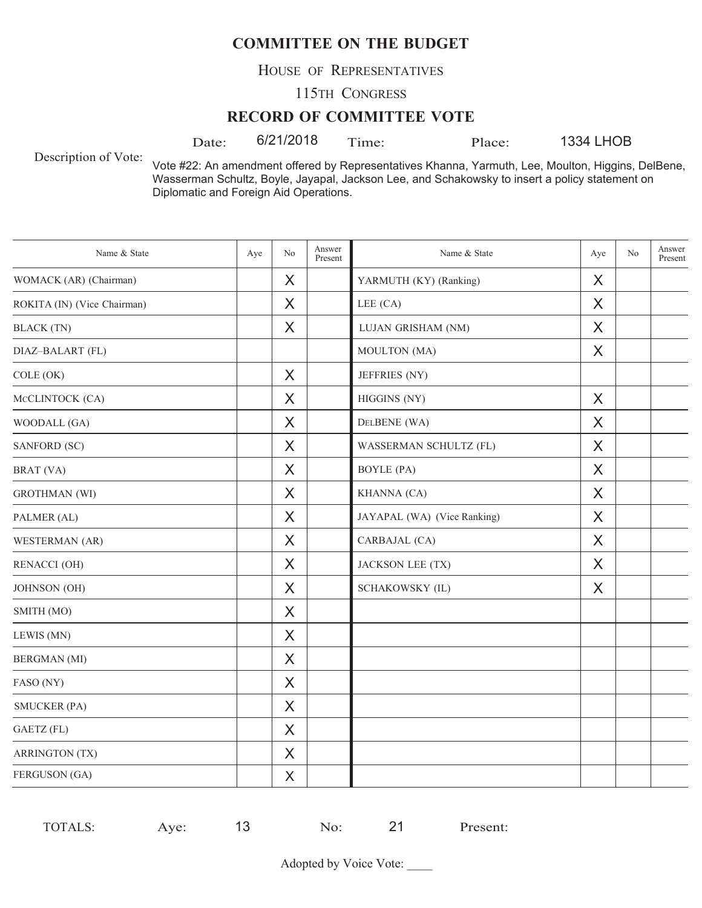# COMMITTEE ON THE BUDGET

HOUSE OF REPRESENTATIVES

115TH CONGRESS

## RECORD OF COMMITTEE VOTE

Date: 6/21/2018 Time: Place: 1334 LHOB

Description of Vote: Vote #22: An amendment offered by Representatives Khanna, Yarmuth, Lee, Moulton, Higgins, DelBene, Wasserman Schultz, Boyle, Jayapal, Jackson Lee, and Schakowsky to insert a policy statement on Diplomatic and Foreign Aid Operations.

| Name & State | Aye | No | Answer Present | Name & State | Aye | No | Answer Present |
|---|---|---|---|---|---|---|---|
| WOMACK (AR) (Chairman) | | X | | YARMUTH (KY) (Ranking) | X | | |
| ROKITA (IN) (Vice Chairman) | | X | | LEE (CA) | X | | |
| BLACK (TN) | | X | | LUJAN GRISHAM (NM) | X | | |
| DIAZ–BALART (FL) | | | | MOULTON (MA) | X | | |
| COLE (OK) | | X | | JEFFRIES (NY) | | | |
| MCCLINTOCK (CA) | | X | | HIGGINS (NY) | X | | |
| WOODALL (GA) | | X | | DELBENE (WA) | X | | |
| SANFORD (SC) | | X | | WASSERMAN SCHULTZ (FL) | X | | |
| BRAT (VA) | | X | | BOYLE (PA) | X | | |
| GROTHMAN (WI) | | X | | KHANNA (CA) | X | | |
| PALMER (AL) | | X | | JAYAPAL (WA) (Vice Ranking) | X | | |
| WESTERMAN (AR) | | X | | CARBAJAL (CA) | X | | |
| RENACCI (OH) | | X | | JACKSON LEE (TX) | X | | |
| JOHNSON (OH) | | X | | SCHAKOWSKY (IL) | X | | |
| SMITH (MO) | | X | | | | | |
| LEWIS (MN) | | X | | | | | |
| BERGMAN (MI) | | X | | | | | |
| FASO (NY) | | X | | | | | |
| SMUCKER (PA) | | X | | | | | |
| GAETZ (FL) | | X | | | | | |
| ARRINGTON (TX) | | X | | | | | |
| FERGUSON (GA) | | X | | | | | |

TOTALS: Aye: 13 No: 21 Present:

Adopted by Voice Vote: ____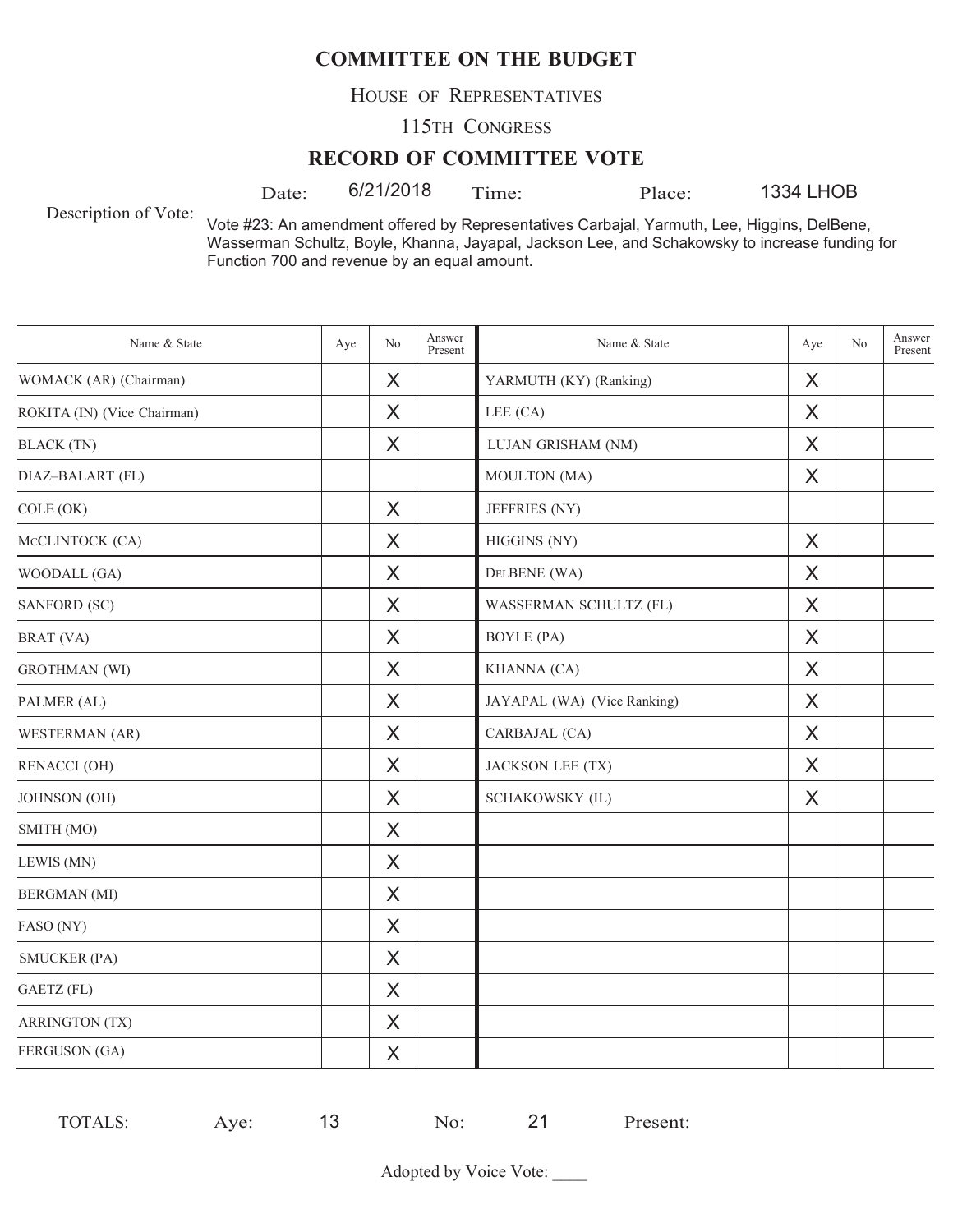# COMMITTEE ON THE BUDGET

HOUSE OF REPRESENTATIVES

115TH CONGRESS

## RECORD OF COMMITTEE VOTE

Date: 6/21/2018 Time: Place: 1334 LHOB

Description of Vote: Vote #23: An amendment offered by Representatives Carbajal, Yarmuth, Lee, Higgins, DelBene, Wasserman Schultz, Boyle, Khanna, Jayapal, Jackson Lee, and Schakowsky to increase funding for Function 700 and revenue by an equal amount.

| Name & State | Aye | No | Answer Present | Name & State | Aye | No | Answer Present |
|---|---|---|---|---|---|---|---|
| WOMACK (AR) (Chairman) | | X | | YARMUTH (KY) (Ranking) | X | | |
| ROKITA (IN) (Vice Chairman) | | X | | LEE (CA) | X | | |
| BLACK (TN) | | X | | LUJAN GRISHAM (NM) | X | | |
| DIAZ–BALART (FL) | | | | MOULTON (MA) | X | | |
| COLE (OK) | | X | | JEFFRIES (NY) | | | |
| McCLINTOCK (CA) | | X | | HIGGINS (NY) | X | | |
| WOODALL (GA) | | X | | DELBENE (WA) | X | | |
| SANFORD (SC) | | X | | WASSERMAN SCHULTZ (FL) | X | | |
| BRAT (VA) | | X | | BOYLE (PA) | X | | |
| GROTHMAN (WI) | | X | | KHANNA (CA) | X | | |
| PALMER (AL) | | X | | JAYAPAL (WA) (Vice Ranking) | X | | |
| WESTERMAN (AR) | | X | | CARBAJAL (CA) | X | | |
| RENACCI (OH) | | X | | JACKSON LEE (TX) | X | | |
| JOHNSON (OH) | | X | | SCHAKOWSKY (IL) | X | | |
| SMITH (MO) | | X | | | | | |
| LEWIS (MN) | | X | | | | | |
| BERGMAN (MI) | | X | | | | | |
| FASO (NY) | | X | | | | | |
| SMUCKER (PA) | | X | | | | | |
| GAETZ (FL) | | X | | | | | |
| ARRINGTON (TX) | | X | | | | | |
| FERGUSON (GA) | | X | | | | | |

TOTALS: Aye: 13 No: 21 Present:

Adopted by Voice Vote: ____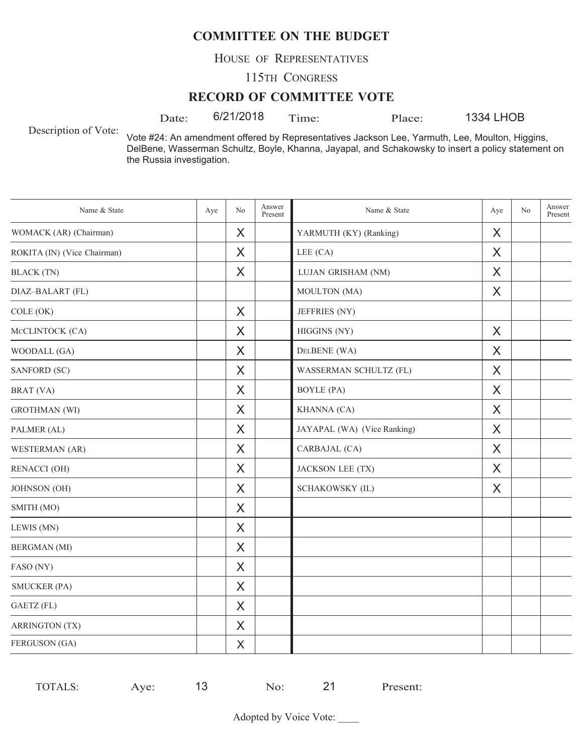# COMMITTEE ON THE BUDGET

HOUSE OF REPRESENTATIVES

115TH CONGRESS

## RECORD OF COMMITTEE VOTE

Date: 6/21/2018 Time: Place: 1334 LHOB

Description of Vote: Vote #24: An amendment offered by Representatives Jackson Lee, Yarmuth, Lee, Moulton, Higgins, DelBene, Wasserman Schultz, Boyle, Khanna, Jayapal, and Schakowsky to insert a policy statement on the Russia investigation.

| Name & State | Aye | No | Answer Present | Name & State | Aye | No | Answer Present |
|---|---|---|---|---|---|---|---|
| WOMACK (AR) (Chairman) | | X | | YARMUTH (KY) (Ranking) | X | | |
| ROKITA (IN) (Vice Chairman) | | X | | LEE (CA) | X | | |
| BLACK (TN) | | X | | LUJAN GRISHAM (NM) | X | | |
| DIAZ–BALART (FL) | | | | MOULTON (MA) | X | | |
| COLE (OK) | | X | | JEFFRIES (NY) | | | |
| MCCLINTOCK (CA) | | X | | HIGGINS (NY) | X | | |
| WOODALL (GA) | | X | | DELBENE (WA) | X | | |
| SANFORD (SC) | | X | | WASSERMAN SCHULTZ (FL) | X | | |
| BRAT (VA) | | X | | BOYLE (PA) | X | | |
| GROTHMAN (WI) | | X | | KHANNA (CA) | X | | |
| PALMER (AL) | | X | | JAYAPAL (WA) (Vice Ranking) | X | | |
| WESTERMAN (AR) | | X | | CARBAJAL (CA) | X | | |
| RENACCI (OH) | | X | | JACKSON LEE (TX) | X | | |
| JOHNSON (OH) | | X | | SCHAKOWSKY (IL) | X | | |
| SMITH (MO) | | X | | | | | |
| LEWIS (MN) | | X | | | | | |
| BERGMAN (MI) | | X | | | | | |
| FASO (NY) | | X | | | | | |
| SMUCKER (PA) | | X | | | | | |
| GAETZ (FL) | | X | | | | | |
| ARRINGTON (TX) | | X | | | | | |
| FERGUSON (GA) | | X | | | | | |

TOTALS: Aye: 13 No: 21 Present:

Adopted by Voice Vote: ____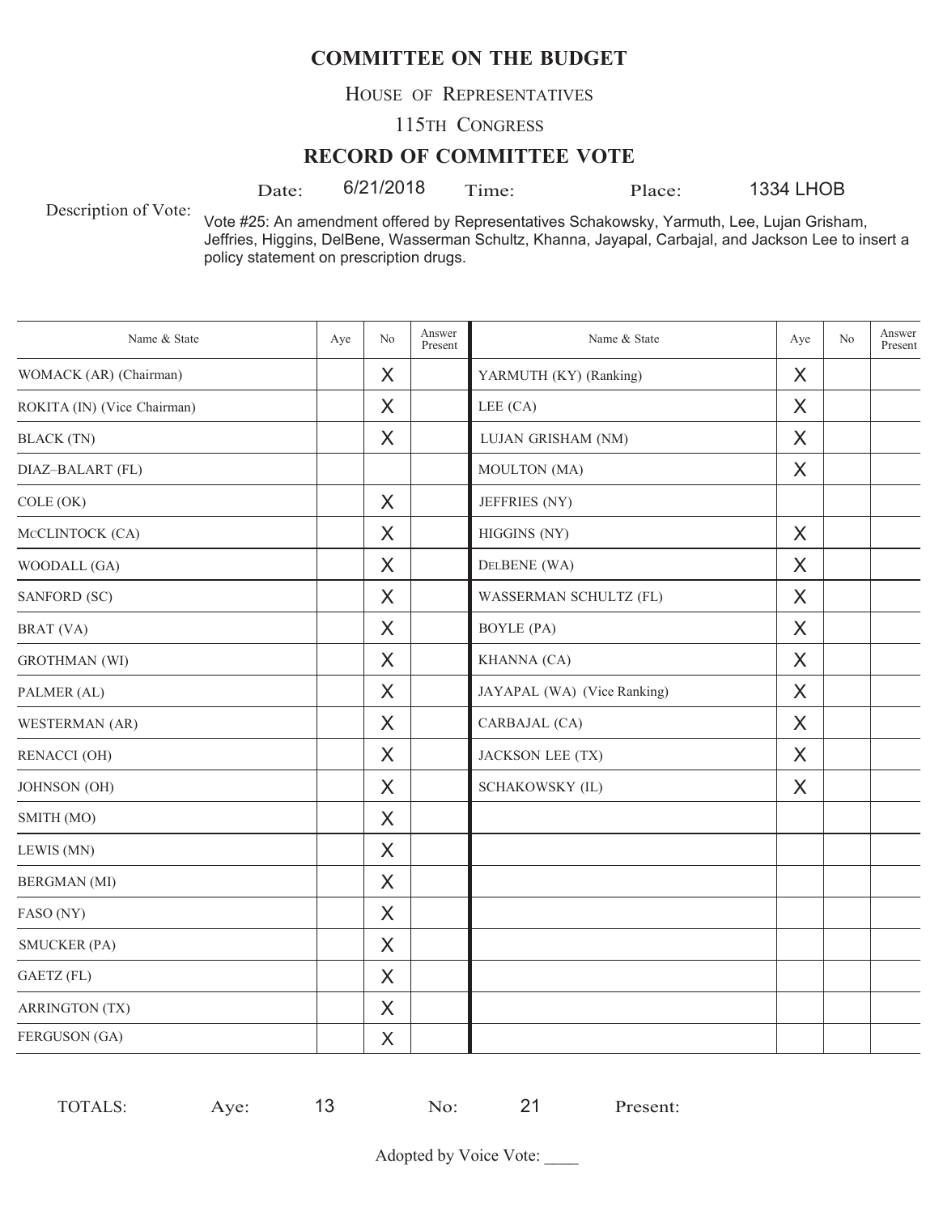# COMMITTEE ON THE BUDGET

HOUSE OF REPRESENTATIVES

115TH CONGRESS

## RECORD OF COMMITTEE VOTE

Date: 6/21/2018 Time: Place: 1334 LHOB

Description of Vote: Vote #25: An amendment offered by Representatives Schakowsky, Yarmuth, Lee, Lujan Grisham, Jeffries, Higgins, DelBene, Wasserman Schultz, Khanna, Jayapal, Carbajal, and Jackson Lee to insert a policy statement on prescription drugs.

| Name & State | Aye | No | Answer Present | Name & State | Aye | No | Answer Present |
|---|---|---|---|---|---|---|---|
| WOMACK (AR) (Chairman) | | X | | YARMUTH (KY) (Ranking) | X | | |
| ROKITA (IN) (Vice Chairman) | | X | | LEE (CA) | X | | |
| BLACK (TN) | | X | | LUJAN GRISHAM (NM) | X | | |
| DIAZ–BALART (FL) | | | | MOULTON (MA) | X | | |
| COLE (OK) | | X | | JEFFRIES (NY) | | | |
| MCCLINTOCK (CA) | | X | | HIGGINS (NY) | X | | |
| WOODALL (GA) | | X | | DELBENE (WA) | X | | |
| SANFORD (SC) | | X | | WASSERMAN SCHULTZ (FL) | X | | |
| BRAT (VA) | | X | | BOYLE (PA) | X | | |
| GROTHMAN (WI) | | X | | KHANNA (CA) | X | | |
| PALMER (AL) | | X | | JAYAPAL (WA) (Vice Ranking) | X | | |
| WESTERMAN (AR) | | X | | CARBAJAL (CA) | X | | |
| RENACCI (OH) | | X | | JACKSON LEE (TX) | X | | |
| JOHNSON (OH) | | X | | SCHAKOWSKY (IL) | X | | |
| SMITH (MO) | | X | | | | | |
| LEWIS (MN) | | X | | | | | |
| BERGMAN (MI) | | X | | | | | |
| FASO (NY) | | X | | | | | |
| SMUCKER (PA) | | X | | | | | |
| GAETZ (FL) | | X | | | | | |
| ARRINGTON (TX) | | X | | | | | |
| FERGUSON (GA) | | X | | | | | |

TOTALS: Aye: 13 No: 21 Present:

Adopted by Voice Vote: ____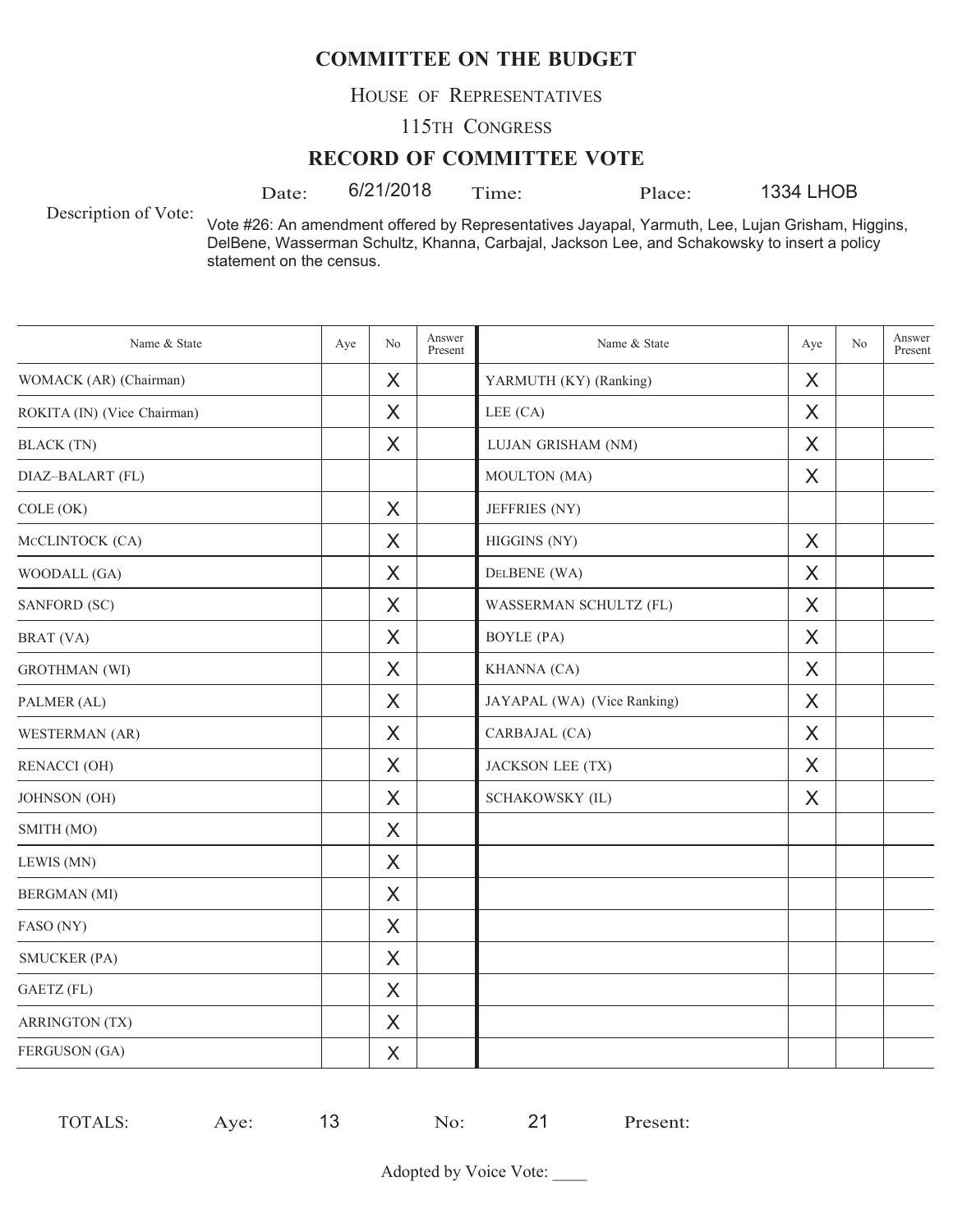**COMMITTEE ON THE BUDGET**

HOUSE OF REPRESENTATIVES

115TH CONGRESS

**RECORD OF COMMITTEE VOTE**

Date: 6/21/2018 Time: Place: 1334 LHOB

Description of Vote: Vote #26: An amendment offered by Representatives Jayapal, Yarmuth, Lee, Lujan Grisham, Higgins, DelBene, Wasserman Schultz, Khanna, Carbajal, Jackson Lee, and Schakowsky to insert a policy statement on the census.

| Name & State | Aye | No | Answer Present | Name & State | Aye | No | Answer Present |
|---|---|---|---|---|---|---|---|
| WOMACK (AR) (Chairman) | | X | | YARMUTH (KY) (Ranking) | X | | |
| ROKITA (IN) (Vice Chairman) | | X | | LEE (CA) | X | | |
| BLACK (TN) | | X | | LUJAN GRISHAM (NM) | X | | |
| DIAZ–BALART (FL) | | | | MOULTON (MA) | X | | |
| COLE (OK) | | X | | JEFFRIES (NY) | | | |
| McCLINTOCK (CA) | | X | | HIGGINS (NY) | X | | |
| WOODALL (GA) | | X | | DELBENE (WA) | X | | |
| SANFORD (SC) | | X | | WASSERMAN SCHULTZ (FL) | X | | |
| BRAT (VA) | | X | | BOYLE (PA) | X | | |
| GROTHMAN (WI) | | X | | KHANNA (CA) | X | | |
| PALMER (AL) | | X | | JAYAPAL (WA) (Vice Ranking) | X | | |
| WESTERMAN (AR) | | X | | CARBAJAL (CA) | X | | |
| RENACCI (OH) | | X | | JACKSON LEE (TX) | X | | |
| JOHNSON (OH) | | X | | SCHAKOWSKY (IL) | X | | |
| SMITH (MO) | | X | | | | | |
| LEWIS (MN) | | X | | | | | |
| BERGMAN (MI) | | X | | | | | |
| FASO (NY) | | X | | | | | |
| SMUCKER (PA) | | X | | | | | |
| GAETZ (FL) | | X | | | | | |
| ARRINGTON (TX) | | X | | | | | |
| FERGUSON (GA) | | X | | | | | |

TOTALS: Aye: 13 No: 21 Present:

Adopted by Voice Vote: ____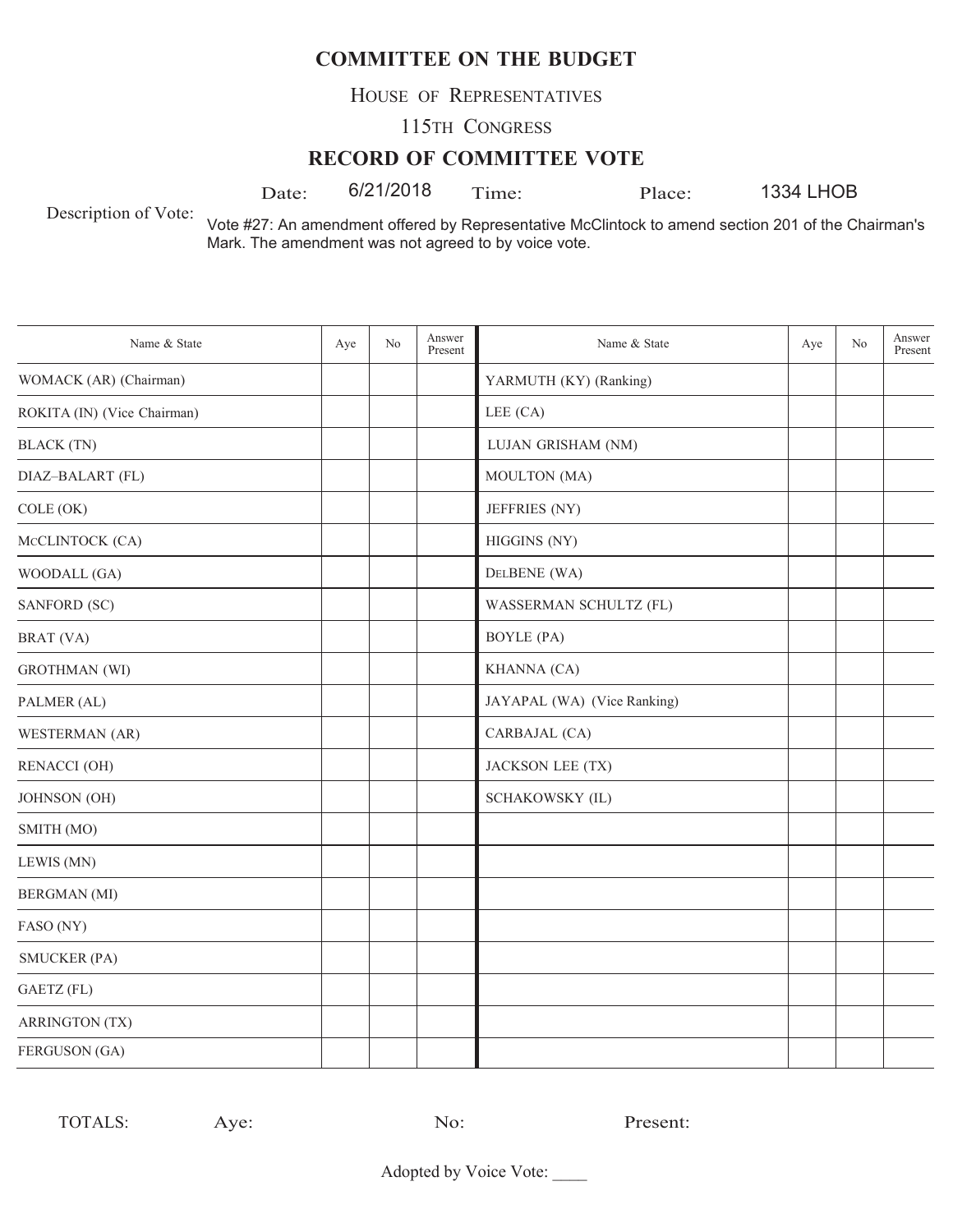# COMMITTEE ON THE BUDGET

HOUSE OF REPRESENTATIVES

115TH CONGRESS

## RECORD OF COMMITTEE VOTE

Date: 6/21/2018 Time: Place: 1334 LHOB

Description of Vote: Vote #27: An amendment offered by Representative McClintock to amend section 201 of the Chairman's Mark. The amendment was not agreed to by voice vote.

| Name & State | Aye | No | Answer Present | Name & State | Aye | No | Answer Present |
|---|---|---|---|---|---|---|---|
| WOMACK (AR) (Chairman) | | | | YARMUTH (KY) (Ranking) | | | |
| ROKITA (IN) (Vice Chairman) | | | | LEE (CA) | | | |
| BLACK (TN) | | | | LUJAN GRISHAM (NM) | | | |
| DIAZ–BALART (FL) | | | | MOULTON (MA) | | | |
| COLE (OK) | | | | JEFFRIES (NY) | | | |
| McCLINTOCK (CA) | | | | HIGGINS (NY) | | | |
| WOODALL (GA) | | | | DELBENE (WA) | | | |
| SANFORD (SC) | | | | WASSERMAN SCHULTZ (FL) | | | |
| BRAT (VA) | | | | BOYLE (PA) | | | |
| GROTHMAN (WI) | | | | KHANNA (CA) | | | |
| PALMER (AL) | | | | JAYAPAL (WA) (Vice Ranking) | | | |
| WESTERMAN (AR) | | | | CARBAJAL (CA) | | | |
| RENACCI (OH) | | | | JACKSON LEE (TX) | | | |
| JOHNSON (OH) | | | | SCHAKOWSKY (IL) | | | |
| SMITH (MO) | | | | | | | |
| LEWIS (MN) | | | | | | | |
| BERGMAN (MI) | | | | | | | |
| FASO (NY) | | | | | | | |
| SMUCKER (PA) | | | | | | | |
| GAETZ (FL) | | | | | | | |
| ARRINGTON (TX) | | | | | | | |
| FERGUSON (GA) | | | | | | | |

TOTALS: Aye: No: Present:

Adopted by Voice Vote: ____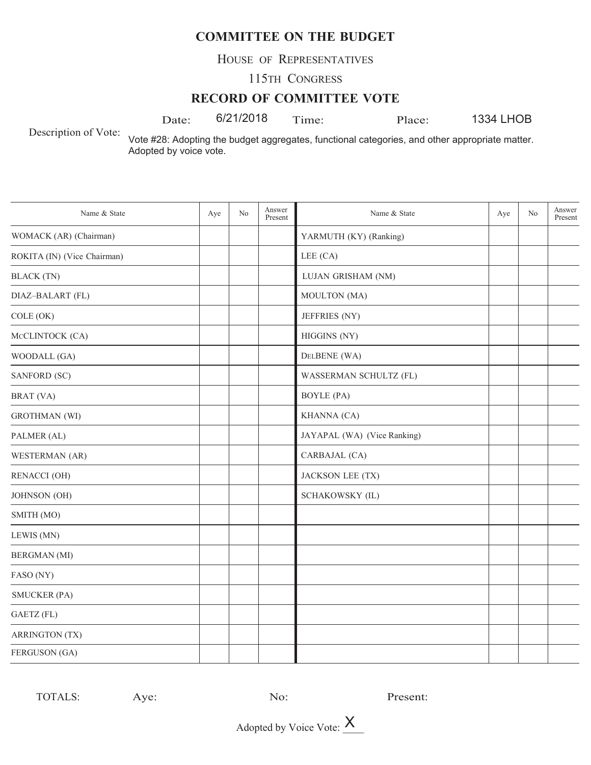# COMMITTEE ON THE BUDGET

HOUSE OF REPRESENTATIVES

115TH CONGRESS

## RECORD OF COMMITTEE VOTE

Date: 6/21/2018 Time: Place: 1334 LHOB

Description of Vote: Vote #28: Adopting the budget aggregates, functional categories, and other appropriate matter. Adopted by voice vote.

| Name & State | Aye | No | Answer Present | Name & State | Aye | No | Answer Present |
|---|---|---|---|---|---|---|---|
| WOMACK (AR) (Chairman) | | | | YARMUTH (KY) (Ranking) | | | |
| ROKITA (IN) (Vice Chairman) | | | | LEE (CA) | | | |
| BLACK (TN) | | | | LUJAN GRISHAM (NM) | | | |
| DIAZ–BALART (FL) | | | | MOULTON (MA) | | | |
| COLE (OK) | | | | JEFFRIES (NY) | | | |
| McCLINTOCK (CA) | | | | HIGGINS (NY) | | | |
| WOODALL (GA) | | | | DelBENE (WA) | | | |
| SANFORD (SC) | | | | WASSERMAN SCHULTZ (FL) | | | |
| BRAT (VA) | | | | BOYLE (PA) | | | |
| GROTHMAN (WI) | | | | KHANNA (CA) | | | |
| PALMER (AL) | | | | JAYAPAL (WA) (Vice Ranking) | | | |
| WESTERMAN (AR) | | | | CARBAJAL (CA) | | | |
| RENACCI (OH) | | | | JACKSON LEE (TX) | | | |
| JOHNSON (OH) | | | | SCHAKOWSKY (IL) | | | |
| SMITH (MO) | | | | | | | |
| LEWIS (MN) | | | | | | | |
| BERGMAN (MI) | | | | | | | |
| FASO (NY) | | | | | | | |
| SMUCKER (PA) | | | | | | | |
| GAETZ (FL) | | | | | | | |
| ARRINGTON (TX) | | | | | | | |
| FERGUSON (GA) | | | | | | | |

TOTALS: Aye: No: Present:

Adopted by Voice Vote: X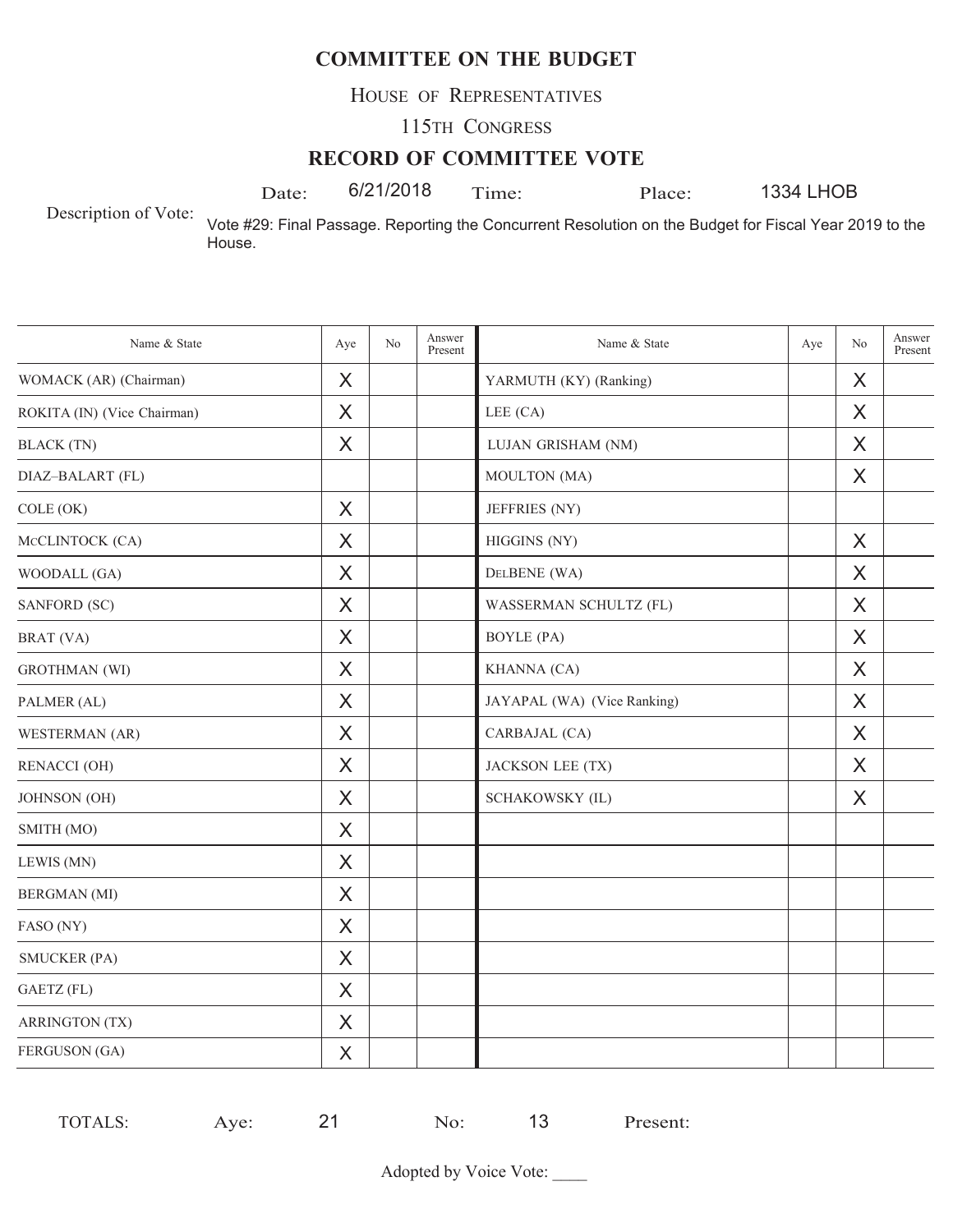# COMMITTEE ON THE BUDGET

HOUSE OF REPRESENTATIVES

115TH CONGRESS

## RECORD OF COMMITTEE VOTE

Date: 6/21/2018 Time: Place: 1334 LHOB

Description of Vote: Vote #29: Final Passage. Reporting the Concurrent Resolution on the Budget for Fiscal Year 2019 to the House.

| Name & State | Aye | No | Answer Present | Name & State | Aye | No | Answer Present |
|---|---|---|---|---|---|---|---|
| WOMACK (AR) (Chairman) | X | | | YARMUTH (KY) (Ranking) | | X | |
| ROKITA (IN) (Vice Chairman) | X | | | LEE (CA) | | X | |
| BLACK (TN) | X | | | LUJAN GRISHAM (NM) | | X | |
| DIAZ–BALART (FL) | | | | MOULTON (MA) | | X | |
| COLE (OK) | X | | | JEFFRIES (NY) | | | |
| McCLINTOCK (CA) | X | | | HIGGINS (NY) | | X | |
| WOODALL (GA) | X | | | DELBENE (WA) | | X | |
| SANFORD (SC) | X | | | WASSERMAN SCHULTZ (FL) | | X | |
| BRAT (VA) | X | | | BOYLE (PA) | | X | |
| GROTHMAN (WI) | X | | | KHANNA (CA) | | X | |
| PALMER (AL) | X | | | JAYAPAL (WA) (Vice Ranking) | | X | |
| WESTERMAN (AR) | X | | | CARBAJAL (CA) | | X | |
| RENACCI (OH) | X | | | JACKSON LEE (TX) | | X | |
| JOHNSON (OH) | X | | | SCHAKOWSKY (IL) | | X | |
| SMITH (MO) | X | | | | | | |
| LEWIS (MN) | X | | | | | | |
| BERGMAN (MI) | X | | | | | | |
| FASO (NY) | X | | | | | | |
| SMUCKER (PA) | X | | | | | | |
| GAETZ (FL) | X | | | | | | |
| ARRINGTON (TX) | X | | | | | | |
| FERGUSON (GA) | X | | | | | | |

TOTALS: Aye: 21 No: 13 Present:

Adopted by Voice Vote: ____